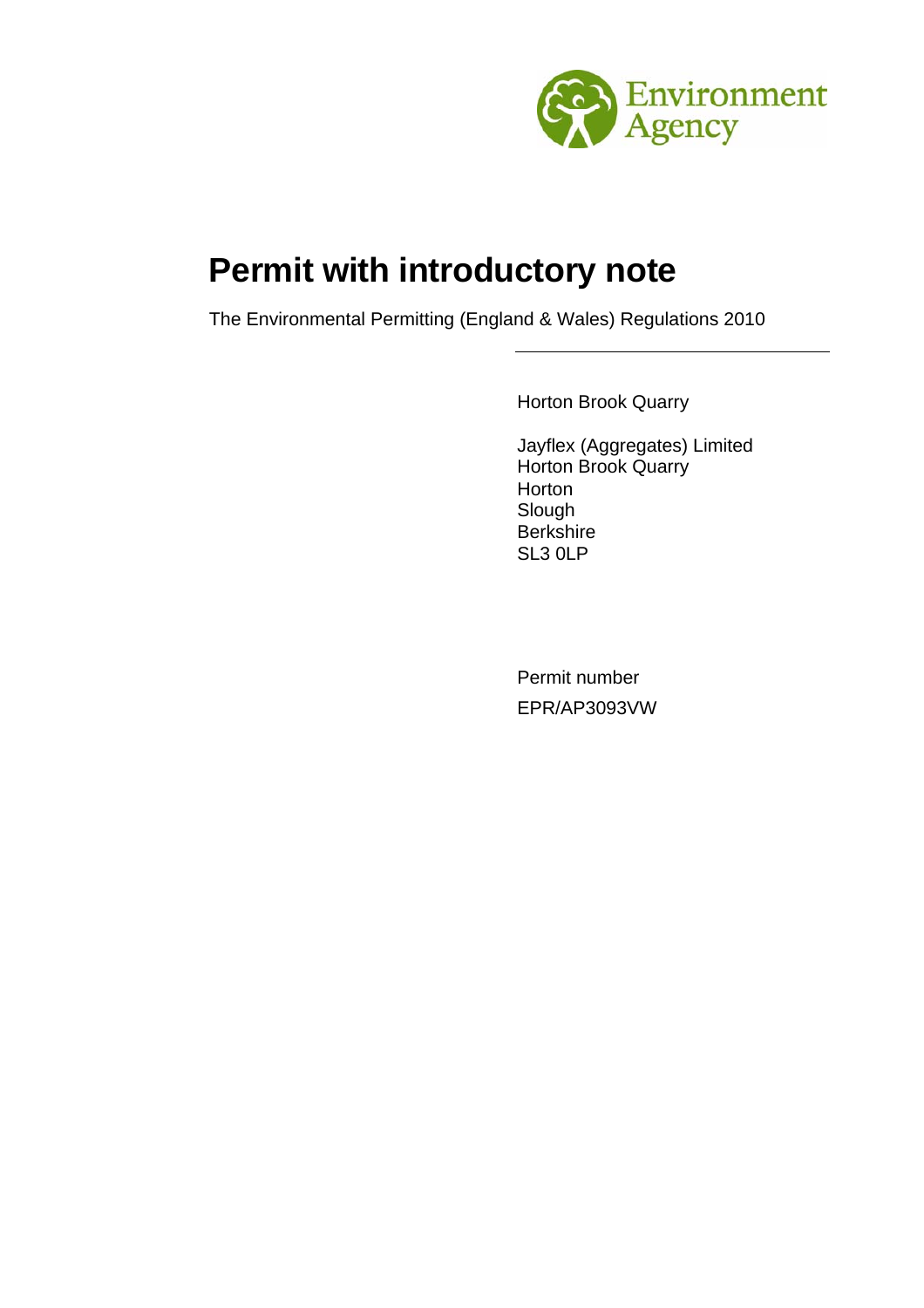Environment Agency

# Permit with introductory note

The Environmental Permitting (England & Wales) Regulations 2010

---

Horton Brook Quarry

Jayflex (Aggregates) Limited
Horton Brook Quarry
Horton
Slough
Berkshire
SL3 0LP

Permit number

EPR/AP3093VW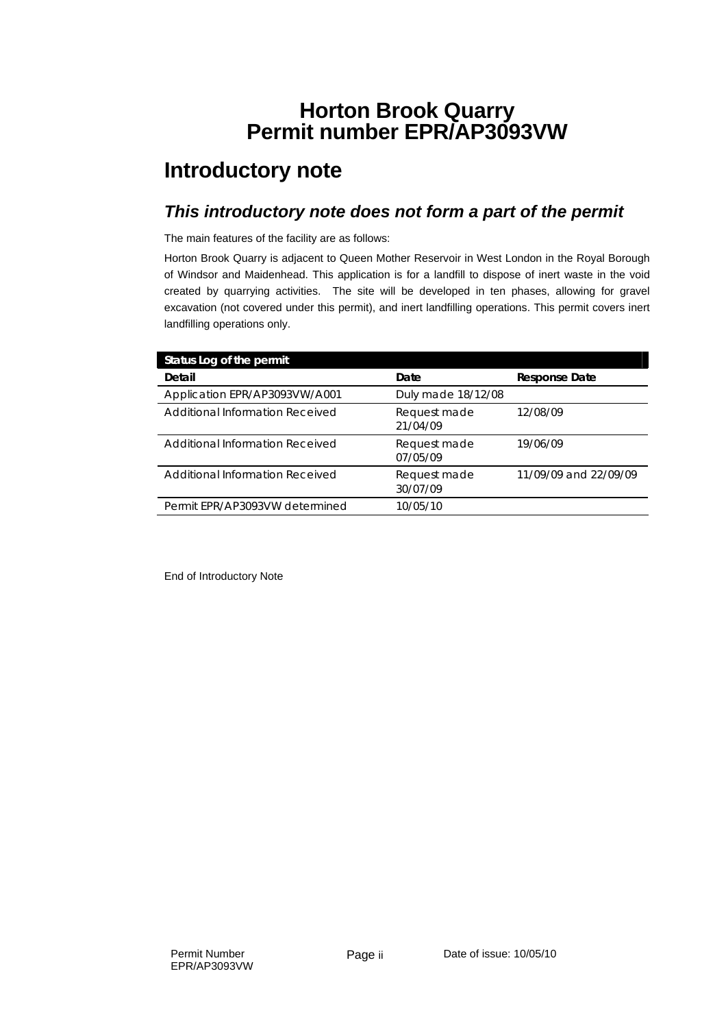# Horton Brook Quarry
# Permit number EPR/AP3093VW

## Introductory note

### *This introductory note does not form a part of the permit*

The main features of the facility are as follows:

Horton Brook Quarry is adjacent to Queen Mother Reservoir in West London in the Royal Borough of Windsor and Maidenhead. This application is for a landfill to dispose of inert waste in the void created by quarrying activities. The site will be developed in ten phases, allowing for gravel excavation (not covered under this permit), and inert landfilling operations. This permit covers inert landfilling operations only.

| Status Log of the permit | | |
|---|---|---|
| **Detail** | **Date** | **Response Date** |
| Application EPR/AP3093VW/A001 | Duly made 18/12/08 | |
| Additional Information Received | Request made 21/04/09 | 12/08/09 |
| Additional Information Received | Request made 07/05/09 | 19/06/09 |
| Additional Information Received | Request made 30/07/09 | 11/09/09 and 22/09/09 |
| Permit EPR/AP3093VW determined | 10/05/10 | |

End of Introductory Note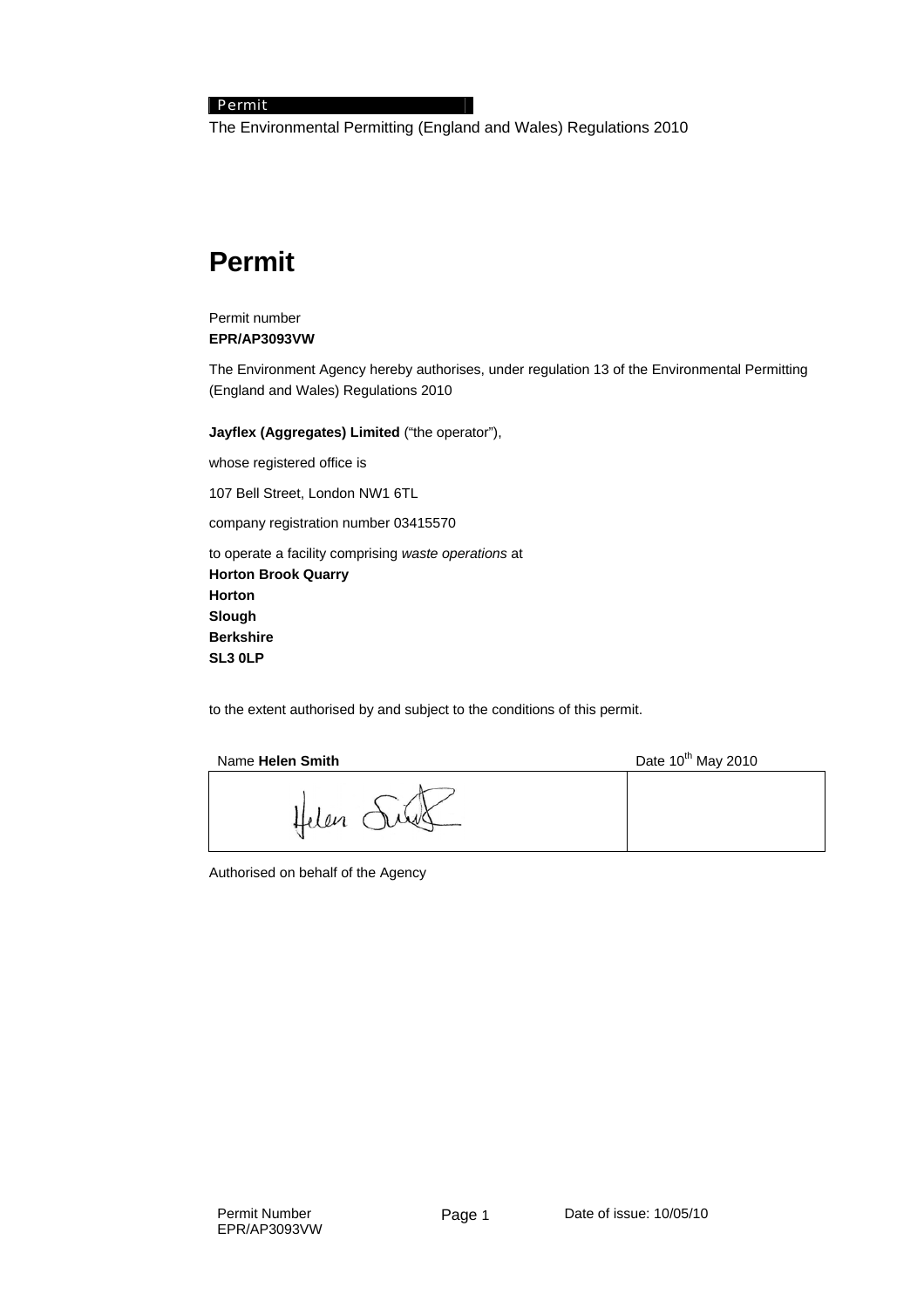Permit

The Environmental Permitting (England and Wales) Regulations 2010

# Permit

Permit number
**EPR/AP3093VW**

The Environment Agency hereby authorises, under regulation 13 of the Environmental Permitting (England and Wales) Regulations 2010

**Jayflex (Aggregates) Limited** ("the operator"),

whose registered office is

107 Bell Street, London NW1 6TL

company registration number 03415570

to operate a facility comprising *waste operations* at
**Horton Brook Quarry**
**Horton**
**Slough**
**Berkshire**
**SL3 0LP**

to the extent authorised by and subject to the conditions of this permit.

| Name **Helen Smith** | Date 10th May 2010 |
|---|---|
| Helen Smith | |

Authorised on behalf of the Agency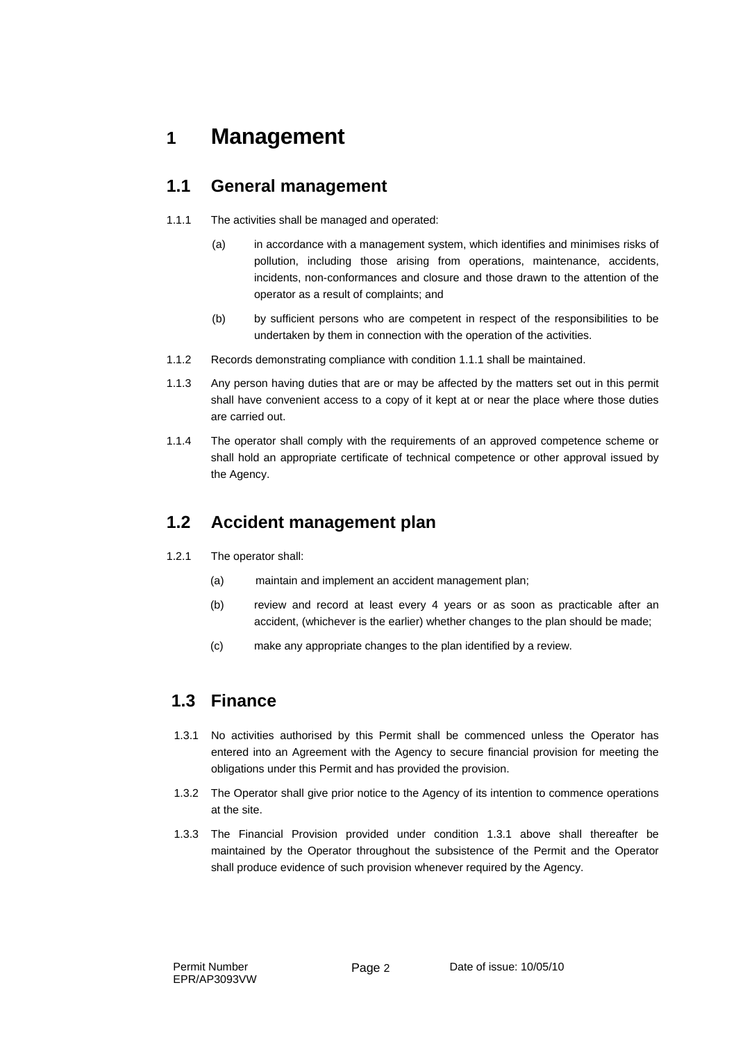# 1 Management

## 1.1 General management

1.1.1 The activities shall be managed and operated:

(a) in accordance with a management system, which identifies and minimises risks of pollution, including those arising from operations, maintenance, accidents, incidents, non-conformances and closure and those drawn to the attention of the operator as a result of complaints; and

(b) by sufficient persons who are competent in respect of the responsibilities to be undertaken by them in connection with the operation of the activities.

1.1.2 Records demonstrating compliance with condition 1.1.1 shall be maintained.

1.1.3 Any person having duties that are or may be affected by the matters set out in this permit shall have convenient access to a copy of it kept at or near the place where those duties are carried out.

1.1.4 The operator shall comply with the requirements of an approved competence scheme or shall hold an appropriate certificate of technical competence or other approval issued by the Agency.

## 1.2 Accident management plan

1.2.1 The operator shall:

(a) maintain and implement an accident management plan;

(b) review and record at least every 4 years or as soon as practicable after an accident, (whichever is the earlier) whether changes to the plan should be made;

(c) make any appropriate changes to the plan identified by a review.

## 1.3 Finance

1.3.1 No activities authorised by this Permit shall be commenced unless the Operator has entered into an Agreement with the Agency to secure financial provision for meeting the obligations under this Permit and has provided the provision.

1.3.2 The Operator shall give prior notice to the Agency of its intention to commence operations at the site.

1.3.3 The Financial Provision provided under condition 1.3.1 above shall thereafter be maintained by the Operator throughout the subsistence of the Permit and the Operator shall produce evidence of such provision whenever required by the Agency.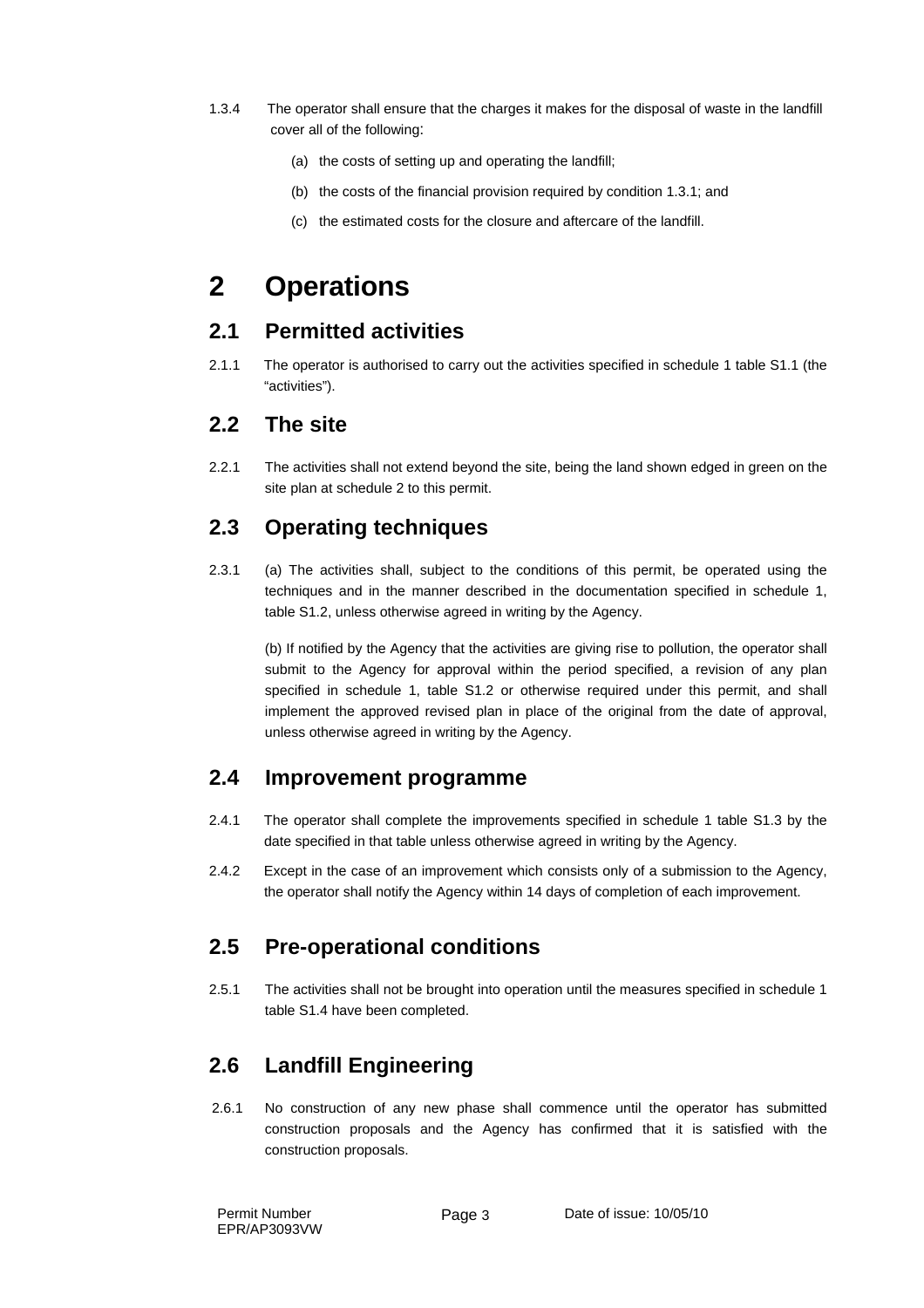1.3.4 The operator shall ensure that the charges it makes for the disposal of waste in the landfill cover all of the following:

(a) the costs of setting up and operating the landfill;

(b) the costs of the financial provision required by condition 1.3.1; and

(c) the estimated costs for the closure and aftercare of the landfill.

# 2 Operations

## 2.1 Permitted activities

2.1.1 The operator is authorised to carry out the activities specified in schedule 1 table S1.1 (the "activities").

## 2.2 The site

2.2.1 The activities shall not extend beyond the site, being the land shown edged in green on the site plan at schedule 2 to this permit.

## 2.3 Operating techniques

2.3.1 (a) The activities shall, subject to the conditions of this permit, be operated using the techniques and in the manner described in the documentation specified in schedule 1, table S1.2, unless otherwise agreed in writing by the Agency.

(b) If notified by the Agency that the activities are giving rise to pollution, the operator shall submit to the Agency for approval within the period specified, a revision of any plan specified in schedule 1, table S1.2 or otherwise required under this permit, and shall implement the approved revised plan in place of the original from the date of approval, unless otherwise agreed in writing by the Agency.

## 2.4 Improvement programme

2.4.1 The operator shall complete the improvements specified in schedule 1 table S1.3 by the date specified in that table unless otherwise agreed in writing by the Agency.

2.4.2 Except in the case of an improvement which consists only of a submission to the Agency, the operator shall notify the Agency within 14 days of completion of each improvement.

## 2.5 Pre-operational conditions

2.5.1 The activities shall not be brought into operation until the measures specified in schedule 1 table S1.4 have been completed.

## 2.6 Landfill Engineering

2.6.1 No construction of any new phase shall commence until the operator has submitted construction proposals and the Agency has confirmed that it is satisfied with the construction proposals.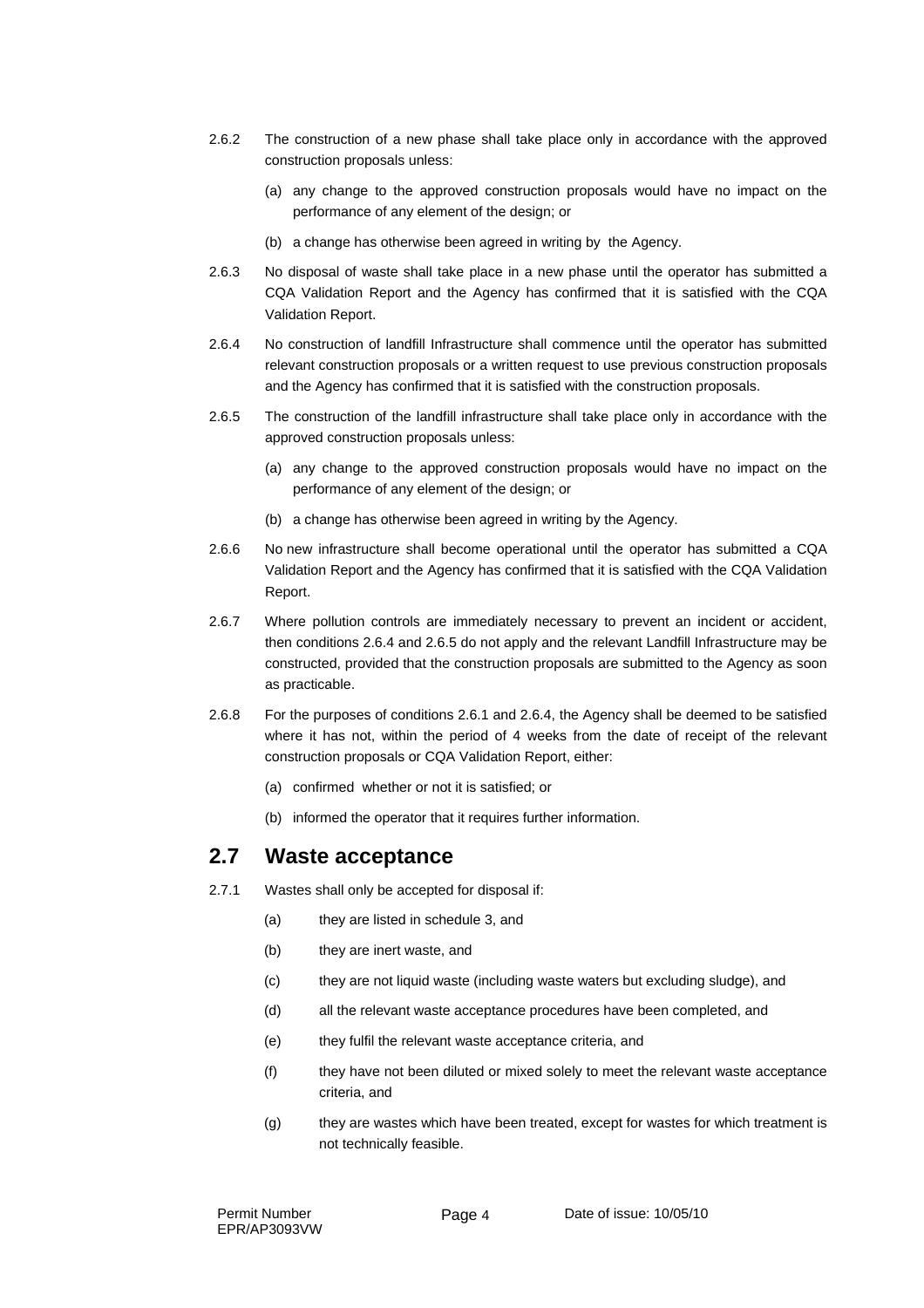2.6.2 The construction of a new phase shall take place only in accordance with the approved construction proposals unless:

(a) any change to the approved construction proposals would have no impact on the performance of any element of the design; or

(b) a change has otherwise been agreed in writing by the Agency.

2.6.3 No disposal of waste shall take place in a new phase until the operator has submitted a CQA Validation Report and the Agency has confirmed that it is satisfied with the CQA Validation Report.

2.6.4 No construction of landfill Infrastructure shall commence until the operator has submitted relevant construction proposals or a written request to use previous construction proposals and the Agency has confirmed that it is satisfied with the construction proposals.

2.6.5 The construction of the landfill infrastructure shall take place only in accordance with the approved construction proposals unless:

(a) any change to the approved construction proposals would have no impact on the performance of any element of the design; or

(b) a change has otherwise been agreed in writing by the Agency.

2.6.6 No new infrastructure shall become operational until the operator has submitted a CQA Validation Report and the Agency has confirmed that it is satisfied with the CQA Validation Report.

2.6.7 Where pollution controls are immediately necessary to prevent an incident or accident, then conditions 2.6.4 and 2.6.5 do not apply and the relevant Landfill Infrastructure may be constructed, provided that the construction proposals are submitted to the Agency as soon as practicable.

2.6.8 For the purposes of conditions 2.6.1 and 2.6.4, the Agency shall be deemed to be satisfied where it has not, within the period of 4 weeks from the date of receipt of the relevant construction proposals or CQA Validation Report, either:

(a) confirmed whether or not it is satisfied; or

(b) informed the operator that it requires further information.

## 2.7 Waste acceptance

2.7.1 Wastes shall only be accepted for disposal if:

(a) they are listed in schedule 3, and

(b) they are inert waste, and

(c) they are not liquid waste (including waste waters but excluding sludge), and

(d) all the relevant waste acceptance procedures have been completed, and

(e) they fulfil the relevant waste acceptance criteria, and

(f) they have not been diluted or mixed solely to meet the relevant waste acceptance criteria, and

(g) they are wastes which have been treated, except for wastes for which treatment is not technically feasible.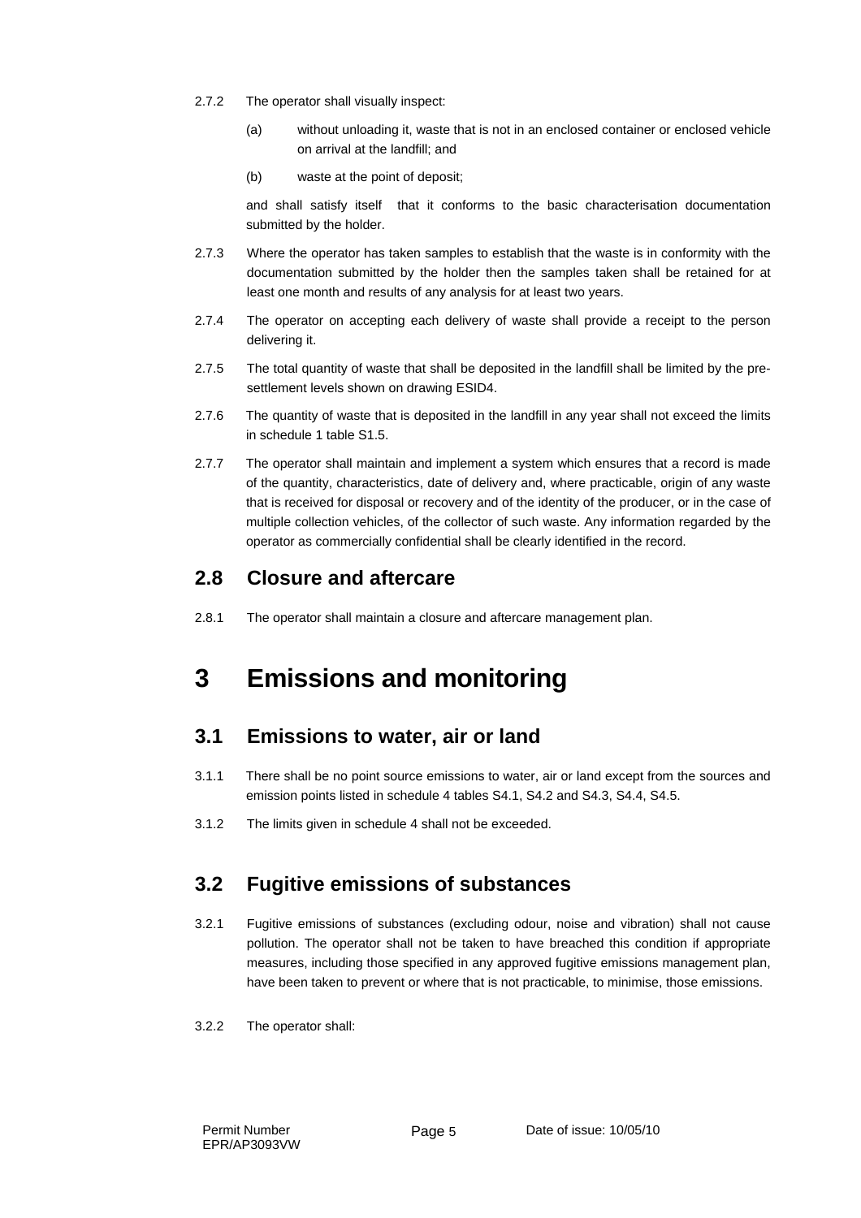2.7.2 The operator shall visually inspect:

(a) without unloading it, waste that is not in an enclosed container or enclosed vehicle on arrival at the landfill; and

(b) waste at the point of deposit;

and shall satisfy itself that it conforms to the basic characterisation documentation submitted by the holder.

2.7.3 Where the operator has taken samples to establish that the waste is in conformity with the documentation submitted by the holder then the samples taken shall be retained for at least one month and results of any analysis for at least two years.

2.7.4 The operator on accepting each delivery of waste shall provide a receipt to the person delivering it.

2.7.5 The total quantity of waste that shall be deposited in the landfill shall be limited by the pre-settlement levels shown on drawing ESID4.

2.7.6 The quantity of waste that is deposited in the landfill in any year shall not exceed the limits in schedule 1 table S1.5.

2.7.7 The operator shall maintain and implement a system which ensures that a record is made of the quantity, characteristics, date of delivery and, where practicable, origin of any waste that is received for disposal or recovery and of the identity of the producer, or in the case of multiple collection vehicles, of the collector of such waste. Any information regarded by the operator as commercially confidential shall be clearly identified in the record.

## 2.8 Closure and aftercare

2.8.1 The operator shall maintain a closure and aftercare management plan.

# 3 Emissions and monitoring

## 3.1 Emissions to water, air or land

3.1.1 There shall be no point source emissions to water, air or land except from the sources and emission points listed in schedule 4 tables S4.1, S4.2 and S4.3, S4.4, S4.5.

3.1.2 The limits given in schedule 4 shall not be exceeded.

## 3.2 Fugitive emissions of substances

3.2.1 Fugitive emissions of substances (excluding odour, noise and vibration) shall not cause pollution. The operator shall not be taken to have breached this condition if appropriate measures, including those specified in any approved fugitive emissions management plan, have been taken to prevent or where that is not practicable, to minimise, those emissions.

3.2.2 The operator shall: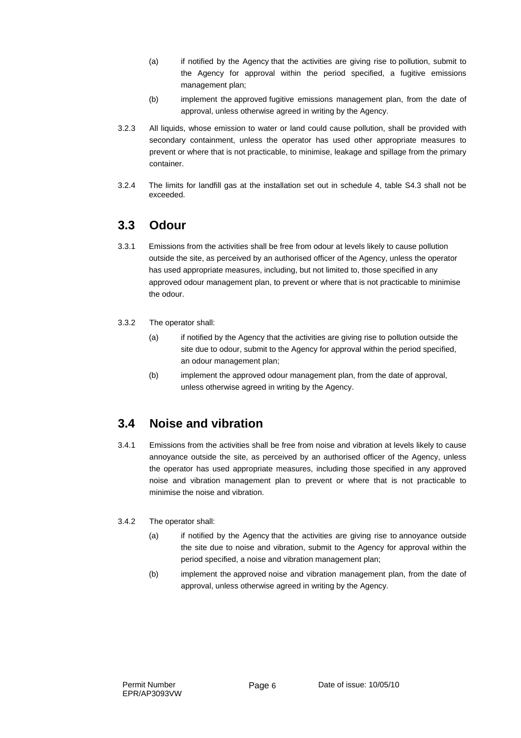(a) if notified by the Agency that the activities are giving rise to pollution, submit to the Agency for approval within the period specified, a fugitive emissions management plan;

(b) implement the approved fugitive emissions management plan, from the date of approval, unless otherwise agreed in writing by the Agency.

3.2.3 All liquids, whose emission to water or land could cause pollution, shall be provided with secondary containment, unless the operator has used other appropriate measures to prevent or where that is not practicable, to minimise, leakage and spillage from the primary container.

3.2.4 The limits for landfill gas at the installation set out in schedule 4, table S4.3 shall not be exceeded.

## 3.3 Odour

3.3.1 Emissions from the activities shall be free from odour at levels likely to cause pollution outside the site, as perceived by an authorised officer of the Agency, unless the operator has used appropriate measures, including, but not limited to, those specified in any approved odour management plan, to prevent or where that is not practicable to minimise the odour.

3.3.2 The operator shall:

(a) if notified by the Agency that the activities are giving rise to pollution outside the site due to odour, submit to the Agency for approval within the period specified, an odour management plan;

(b) implement the approved odour management plan, from the date of approval, unless otherwise agreed in writing by the Agency.

## 3.4 Noise and vibration

3.4.1 Emissions from the activities shall be free from noise and vibration at levels likely to cause annoyance outside the site, as perceived by an authorised officer of the Agency, unless the operator has used appropriate measures, including those specified in any approved noise and vibration management plan to prevent or where that is not practicable to minimise the noise and vibration.

3.4.2 The operator shall:

(a) if notified by the Agency that the activities are giving rise to annoyance outside the site due to noise and vibration, submit to the Agency for approval within the period specified, a noise and vibration management plan;

(b) implement the approved noise and vibration management plan, from the date of approval, unless otherwise agreed in writing by the Agency.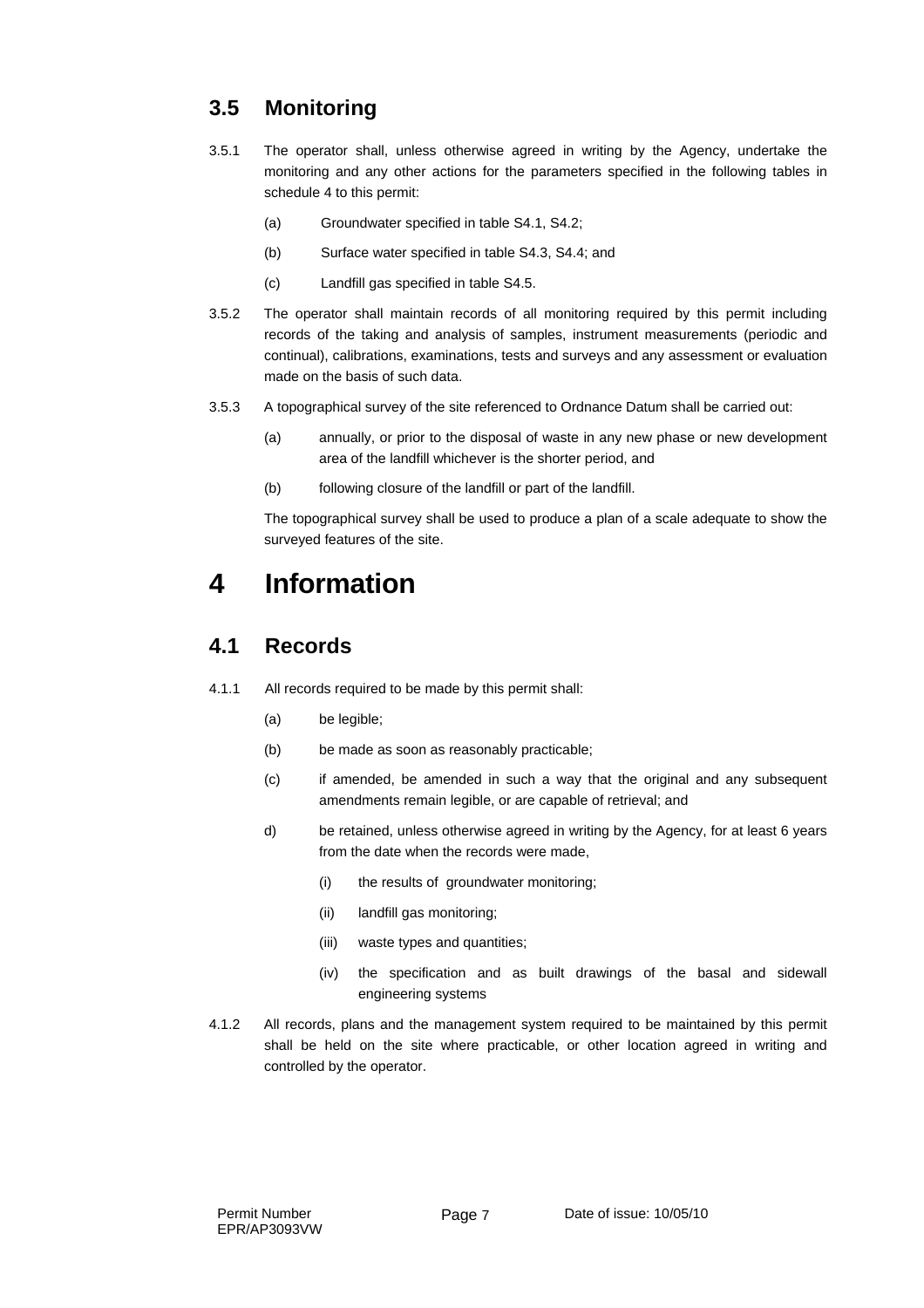## 3.5 Monitoring

3.5.1 The operator shall, unless otherwise agreed in writing by the Agency, undertake the monitoring and any other actions for the parameters specified in the following tables in schedule 4 to this permit:

(a) Groundwater specified in table S4.1, S4.2;

(b) Surface water specified in table S4.3, S4.4; and

(c) Landfill gas specified in table S4.5.

3.5.2 The operator shall maintain records of all monitoring required by this permit including records of the taking and analysis of samples, instrument measurements (periodic and continual), calibrations, examinations, tests and surveys and any assessment or evaluation made on the basis of such data.

3.5.3 A topographical survey of the site referenced to Ordnance Datum shall be carried out:

(a) annually, or prior to the disposal of waste in any new phase or new development area of the landfill whichever is the shorter period, and

(b) following closure of the landfill or part of the landfill.

The topographical survey shall be used to produce a plan of a scale adequate to show the surveyed features of the site.

# 4 Information

## 4.1 Records

4.1.1 All records required to be made by this permit shall:

(a) be legible;

(b) be made as soon as reasonably practicable;

(c) if amended, be amended in such a way that the original and any subsequent amendments remain legible, or are capable of retrieval; and

d) be retained, unless otherwise agreed in writing by the Agency, for at least 6 years from the date when the records were made,

(i) the results of groundwater monitoring;

(ii) landfill gas monitoring;

(iii) waste types and quantities;

(iv) the specification and as built drawings of the basal and sidewall engineering systems

4.1.2 All records, plans and the management system required to be maintained by this permit shall be held on the site where practicable, or other location agreed in writing and controlled by the operator.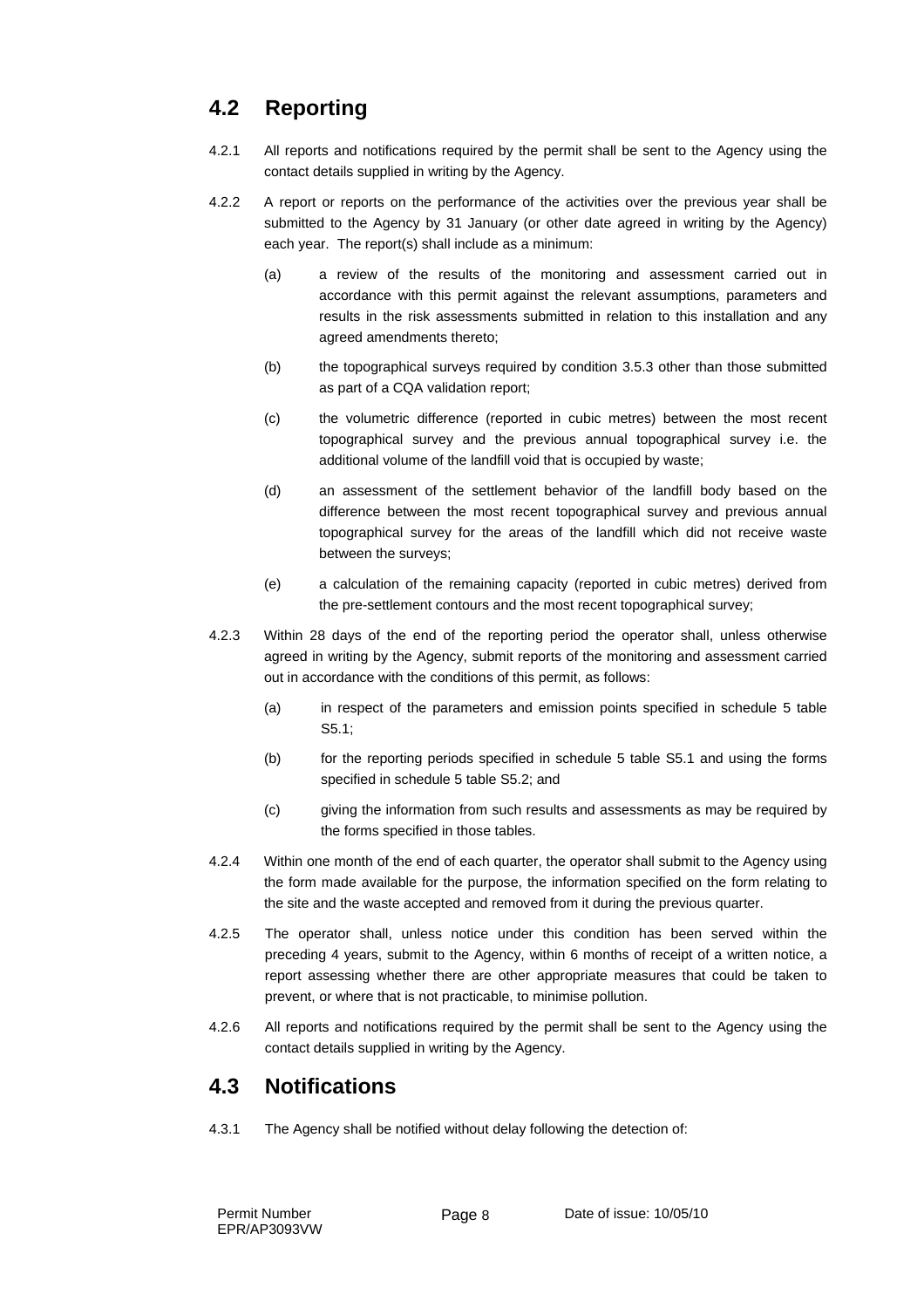## 4.2 Reporting

4.2.1 All reports and notifications required by the permit shall be sent to the Agency using the contact details supplied in writing by the Agency.

4.2.2 A report or reports on the performance of the activities over the previous year shall be submitted to the Agency by 31 January (or other date agreed in writing by the Agency) each year. The report(s) shall include as a minimum:

(a) a review of the results of the monitoring and assessment carried out in accordance with this permit against the relevant assumptions, parameters and results in the risk assessments submitted in relation to this installation and any agreed amendments thereto;

(b) the topographical surveys required by condition 3.5.3 other than those submitted as part of a CQA validation report;

(c) the volumetric difference (reported in cubic metres) between the most recent topographical survey and the previous annual topographical survey i.e. the additional volume of the landfill void that is occupied by waste;

(d) an assessment of the settlement behavior of the landfill body based on the difference between the most recent topographical survey and previous annual topographical survey for the areas of the landfill which did not receive waste between the surveys;

(e) a calculation of the remaining capacity (reported in cubic metres) derived from the pre-settlement contours and the most recent topographical survey;

4.2.3 Within 28 days of the end of the reporting period the operator shall, unless otherwise agreed in writing by the Agency, submit reports of the monitoring and assessment carried out in accordance with the conditions of this permit, as follows:

(a) in respect of the parameters and emission points specified in schedule 5 table S5.1;

(b) for the reporting periods specified in schedule 5 table S5.1 and using the forms specified in schedule 5 table S5.2; and

(c) giving the information from such results and assessments as may be required by the forms specified in those tables.

4.2.4 Within one month of the end of each quarter, the operator shall submit to the Agency using the form made available for the purpose, the information specified on the form relating to the site and the waste accepted and removed from it during the previous quarter.

4.2.5 The operator shall, unless notice under this condition has been served within the preceding 4 years, submit to the Agency, within 6 months of receipt of a written notice, a report assessing whether there are other appropriate measures that could be taken to prevent, or where that is not practicable, to minimise pollution.

4.2.6 All reports and notifications required by the permit shall be sent to the Agency using the contact details supplied in writing by the Agency.

## 4.3 Notifications

4.3.1 The Agency shall be notified without delay following the detection of: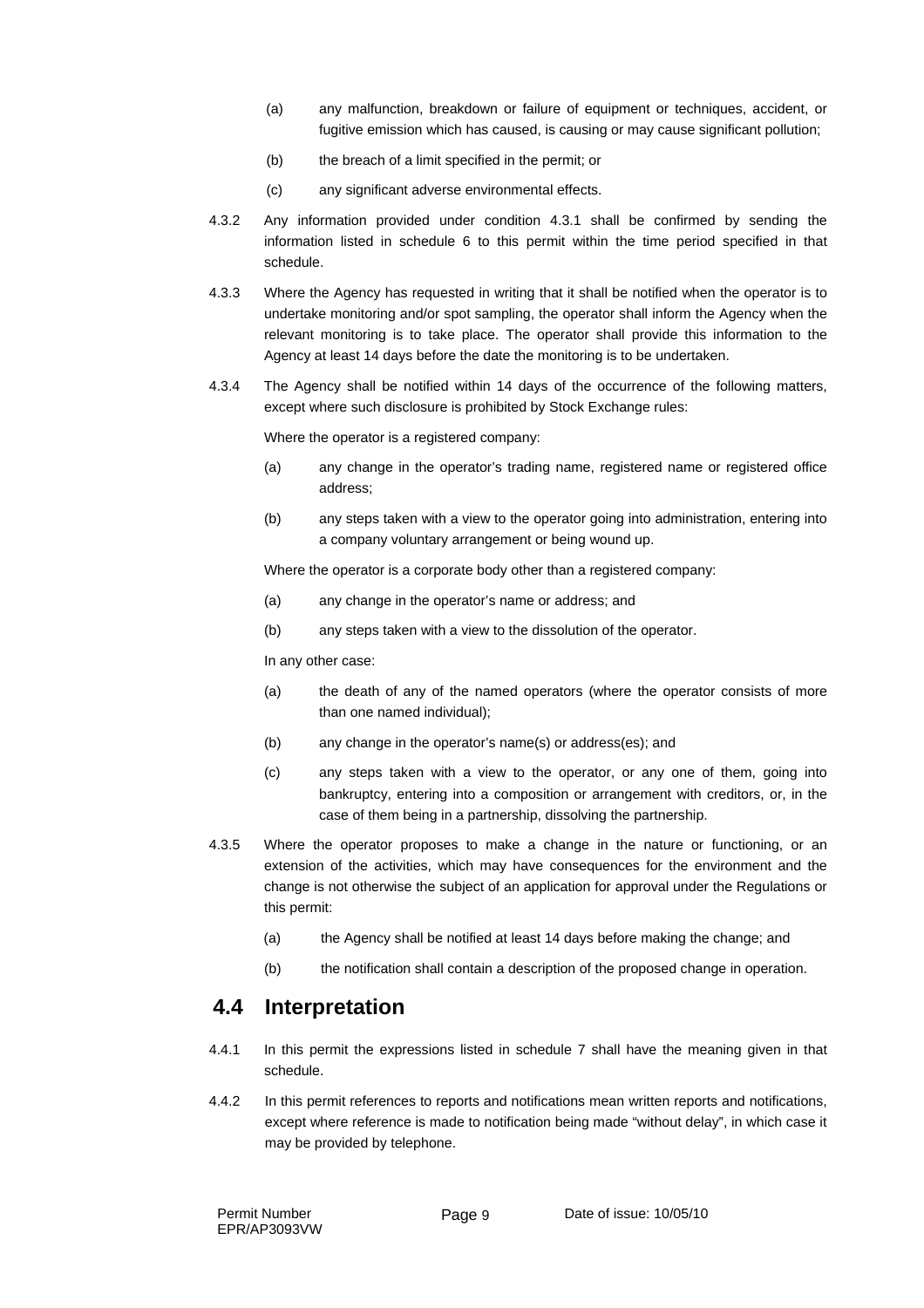(a) any malfunction, breakdown or failure of equipment or techniques, accident, or fugitive emission which has caused, is causing or may cause significant pollution;

(b) the breach of a limit specified in the permit; or

(c) any significant adverse environmental effects.

4.3.2 Any information provided under condition 4.3.1 shall be confirmed by sending the information listed in schedule 6 to this permit within the time period specified in that schedule.

4.3.3 Where the Agency has requested in writing that it shall be notified when the operator is to undertake monitoring and/or spot sampling, the operator shall inform the Agency when the relevant monitoring is to take place. The operator shall provide this information to the Agency at least 14 days before the date the monitoring is to be undertaken.

4.3.4 The Agency shall be notified within 14 days of the occurrence of the following matters, except where such disclosure is prohibited by Stock Exchange rules:

Where the operator is a registered company:

(a) any change in the operator's trading name, registered name or registered office address;

(b) any steps taken with a view to the operator going into administration, entering into a company voluntary arrangement or being wound up.

Where the operator is a corporate body other than a registered company:

(a) any change in the operator's name or address; and

(b) any steps taken with a view to the dissolution of the operator.

In any other case:

(a) the death of any of the named operators (where the operator consists of more than one named individual);

(b) any change in the operator's name(s) or address(es); and

(c) any steps taken with a view to the operator, or any one of them, going into bankruptcy, entering into a composition or arrangement with creditors, or, in the case of them being in a partnership, dissolving the partnership.

4.3.5 Where the operator proposes to make a change in the nature or functioning, or an extension of the activities, which may have consequences for the environment and the change is not otherwise the subject of an application for approval under the Regulations or this permit:

(a) the Agency shall be notified at least 14 days before making the change; and

(b) the notification shall contain a description of the proposed change in operation.

## 4.4 Interpretation

4.4.1 In this permit the expressions listed in schedule 7 shall have the meaning given in that schedule.

4.4.2 In this permit references to reports and notifications mean written reports and notifications, except where reference is made to notification being made "without delay", in which case it may be provided by telephone.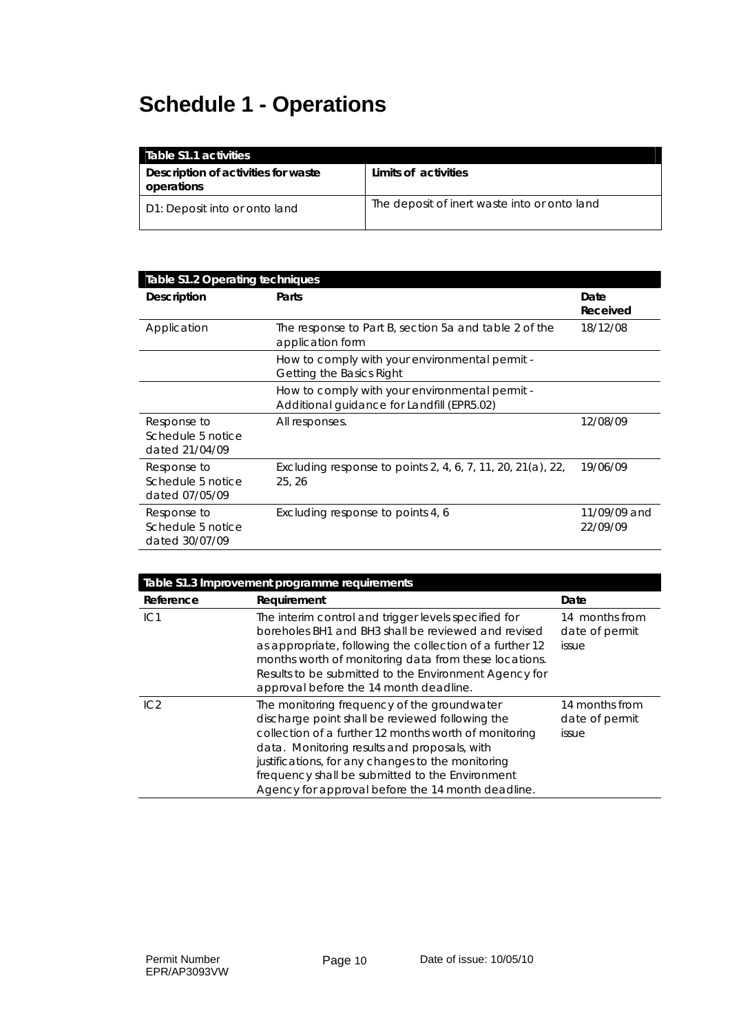# Schedule 1 - Operations

| Table S1.1 activities | |
|---|---|
| **Description of activities for waste operations** | **Limits of activities** |
| D1: Deposit into or onto land | The deposit of inert waste into or onto land |

| Table S1.2 Operating techniques | | |
|---|---|---|
| **Description** | **Parts** | **Date Received** |
| Application | The response to Part B, section 5a and table 2 of the application form | 18/12/08 |
| | How to comply with your environmental permit - Getting the Basics Right | |
| | How to comply with your environmental permit - Additional guidance for Landfill (EPR5.02) | |
| Response to Schedule 5 notice dated 21/04/09 | All responses. | 12/08/09 |
| Response to Schedule 5 notice dated 07/05/09 | Excluding response to points 2, 4, 6, 7, 11, 20, 21(a), 22, 25, 26 | 19/06/09 |
| Response to Schedule 5 notice dated 30/07/09 | Excluding response to points 4, 6 | 11/09/09 and 22/09/09 |

| Table S1.3 Improvement programme requirements | | |
|---|---|---|
| **Reference** | **Requirement** | **Date** |
| IC1 | The interim control and trigger levels specified for boreholes BH1 and BH3 shall be reviewed and revised as appropriate, following the collection of a further 12 months worth of monitoring data from these locations. Results to be submitted to the Environment Agency for approval before the 14 month deadline. | 14 months from date of permit issue |
| IC2 | The monitoring frequency of the groundwater discharge point shall be reviewed following the collection of a further 12 months worth of monitoring data. Monitoring results and proposals, with justifications, for any changes to the monitoring frequency shall be submitted to the Environment Agency for approval before the 14 month deadline. | 14 months from date of permit issue |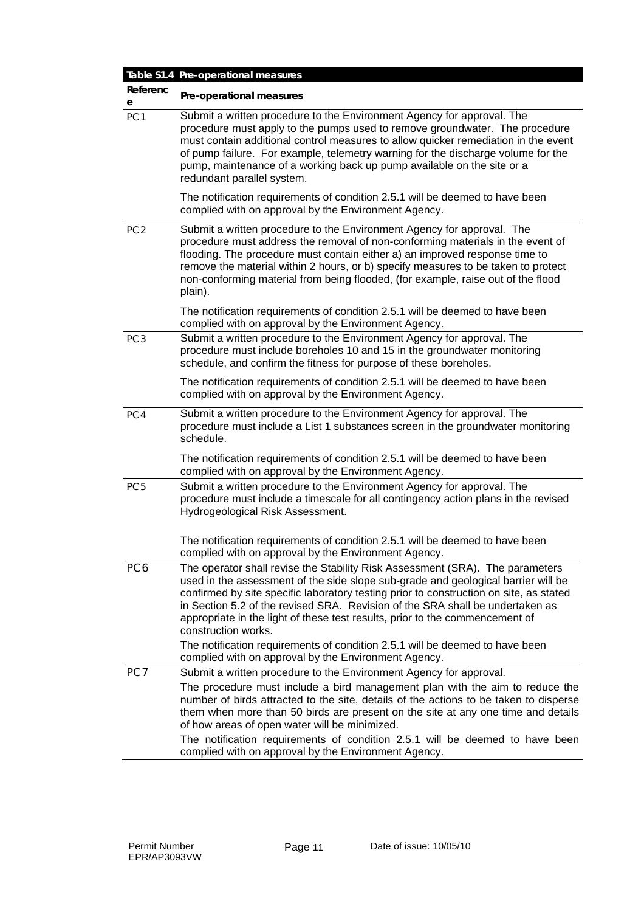**Table S1.4 Pre-operational measures**

| Reference | Pre-operational measures |
|---|---|
| PC1 | Submit a written procedure to the Environment Agency for approval. The procedure must apply to the pumps used to remove groundwater. The procedure must contain additional control measures to allow quicker remediation in the event of pump failure. For example, telemetry warning for the discharge volume for the pump, maintenance of a working back up pump available on the site or a redundant parallel system.<br><br>The notification requirements of condition 2.5.1 will be deemed to have been complied with on approval by the Environment Agency. |
| PC2 | Submit a written procedure to the Environment Agency for approval. The procedure must address the removal of non-conforming materials in the event of flooding. The procedure must contain either a) an improved response time to remove the material within 2 hours, or b) specify measures to be taken to protect non-conforming material from being flooded, (for example, raise out of the flood plain).<br><br>The notification requirements of condition 2.5.1 will be deemed to have been complied with on approval by the Environment Agency. |
| PC3 | Submit a written procedure to the Environment Agency for approval. The procedure must include boreholes 10 and 15 in the groundwater monitoring schedule, and confirm the fitness for purpose of these boreholes.<br><br>The notification requirements of condition 2.5.1 will be deemed to have been complied with on approval by the Environment Agency. |
| PC4 | Submit a written procedure to the Environment Agency for approval. The procedure must include a List 1 substances screen in the groundwater monitoring schedule.<br><br>The notification requirements of condition 2.5.1 will be deemed to have been complied with on approval by the Environment Agency. |
| PC5 | Submit a written procedure to the Environment Agency for approval. The procedure must include a timescale for all contingency action plans in the revised Hydrogeological Risk Assessment.<br><br>The notification requirements of condition 2.5.1 will be deemed to have been complied with on approval by the Environment Agency. |
| PC6 | The operator shall revise the Stability Risk Assessment (SRA). The parameters used in the assessment of the side slope sub-grade and geological barrier will be confirmed by site specific laboratory testing prior to construction on site, as stated in Section 5.2 of the revised SRA. Revision of the SRA shall be undertaken as appropriate in the light of these test results, prior to the commencement of construction works.<br>The notification requirements of condition 2.5.1 will be deemed to have been complied with on approval by the Environment Agency. |
| PC7 | Submit a written procedure to the Environment Agency for approval.<br>The procedure must include a bird management plan with the aim to reduce the number of birds attracted to the site, details of the actions to be taken to disperse them when more than 50 birds are present on the site at any one time and details of how areas of open water will be minimized.<br>The notification requirements of condition 2.5.1 will be deemed to have been complied with on approval by the Environment Agency. |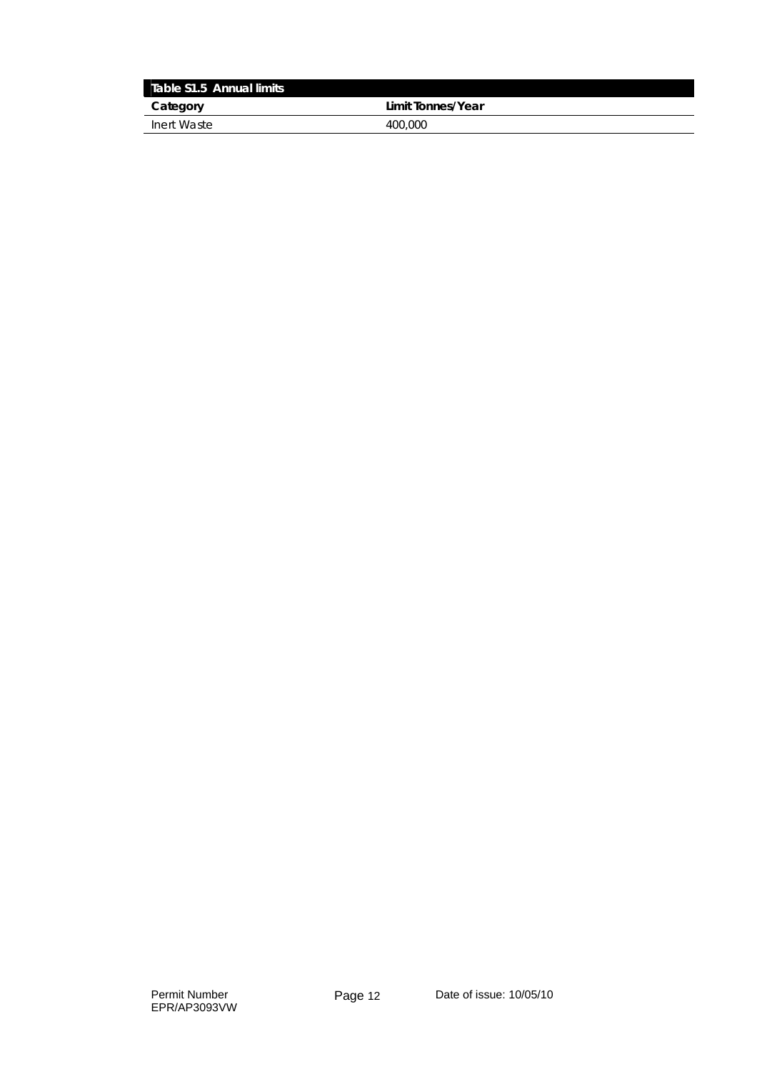| Table S1.5 Annual limits | |
|---|---|
| **Category** | **Limit Tonnes/Year** |
| Inert Waste | 400,000 |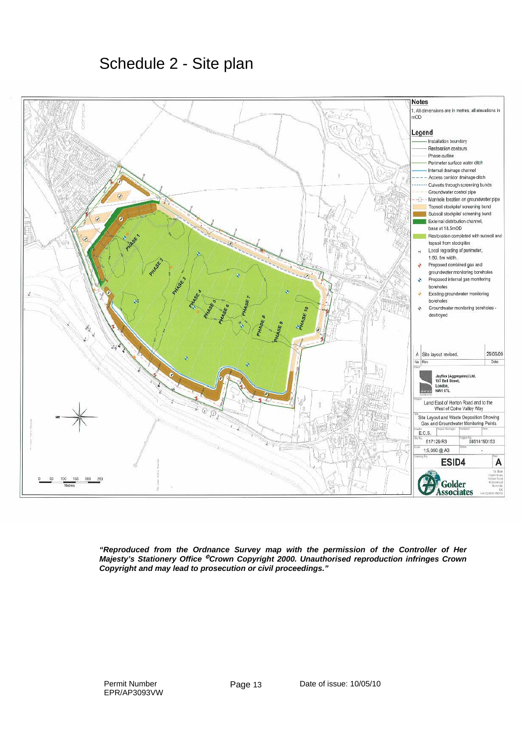# Schedule 2 - Site plan

***"Reproduced from the Ordnance Survey map with the permission of the Controller of Her Majesty's Stationery Office ©Crown Copyright 2000. Unauthorised reproduction infringes Crown Copyright and may lead to prosecution or civil proceedings."***

Permit Number EPR/AP3093VW

Date of issue: 10/05/10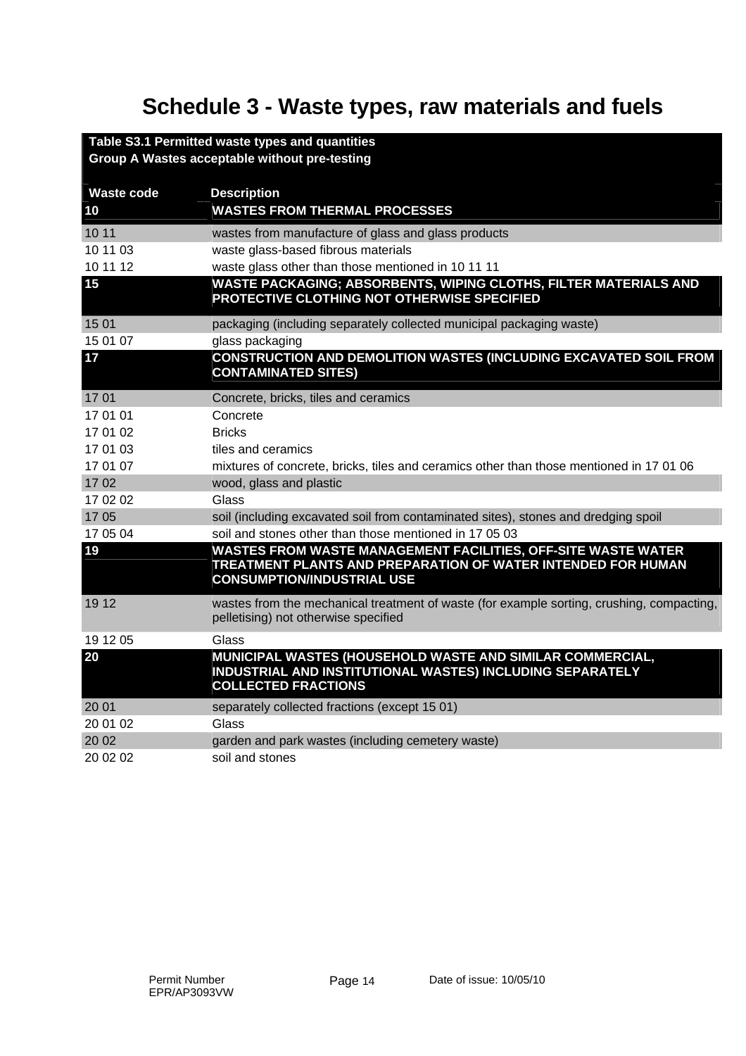# Schedule 3 - Waste types, raw materials and fuels

| Table S3.1 Permitted waste types and quantities<br>Group A Wastes acceptable without pre-testing | |
|---|---|
| **Waste code** | **Description** |
| **10** | **WASTES FROM THERMAL PROCESSES** |
| 10 11 | wastes from manufacture of glass and glass products |
| 10 11 03 | waste glass-based fibrous materials |
| 10 11 12 | waste glass other than those mentioned in 10 11 11 |
| **15** | **WASTE PACKAGING; ABSORBENTS, WIPING CLOTHS, FILTER MATERIALS AND PROTECTIVE CLOTHING NOT OTHERWISE SPECIFIED** |
| 15 01 | packaging (including separately collected municipal packaging waste) |
| 15 01 07 | glass packaging |
| **17** | **CONSTRUCTION AND DEMOLITION WASTES (INCLUDING EXCAVATED SOIL FROM CONTAMINATED SITES)** |
| 17 01 | Concrete, bricks, tiles and ceramics |
| 17 01 01 | Concrete |
| 17 01 02 | Bricks |
| 17 01 03 | tiles and ceramics |
| 17 01 07 | mixtures of concrete, bricks, tiles and ceramics other than those mentioned in 17 01 06 |
| 17 02 | wood, glass and plastic |
| 17 02 02 | Glass |
| 17 05 | soil (including excavated soil from contaminated sites), stones and dredging spoil |
| 17 05 04 | soil and stones other than those mentioned in 17 05 03 |
| **19** | **WASTES FROM WASTE MANAGEMENT FACILITIES, OFF-SITE WASTE WATER TREATMENT PLANTS AND PREPARATION OF WATER INTENDED FOR HUMAN CONSUMPTION/INDUSTRIAL USE** |
| 19 12 | wastes from the mechanical treatment of waste (for example sorting, crushing, compacting, pelletising) not otherwise specified |
| 19 12 05 | Glass |
| **20** | **MUNICIPAL WASTES (HOUSEHOLD WASTE AND SIMILAR COMMERCIAL, INDUSTRIAL AND INSTITUTIONAL WASTES) INCLUDING SEPARATELY COLLECTED FRACTIONS** |
| 20 01 | separately collected fractions (except 15 01) |
| 20 01 02 | Glass |
| 20 02 | garden and park wastes (including cemetery waste) |
| 20 02 02 | soil and stones |

Permit Number EPR/AP3093VW

Date of issue: 10/05/10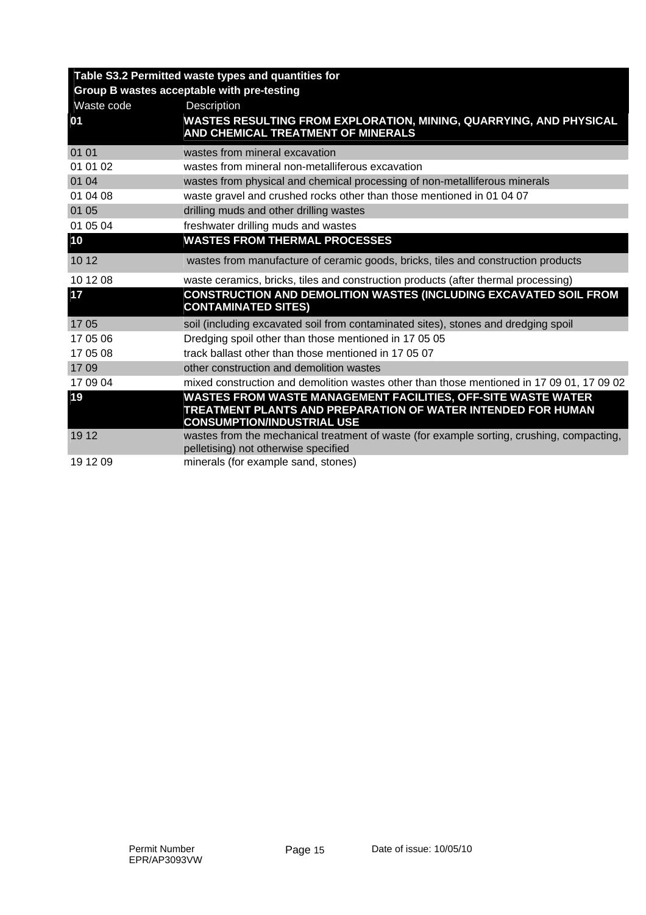| Table S3.2 Permitted waste types and quantities for Group B wastes acceptable with pre-testing | |
|---|---|
| Waste code | Description |
| **01** | **WASTES RESULTING FROM EXPLORATION, MINING, QUARRYING, AND PHYSICAL AND CHEMICAL TREATMENT OF MINERALS** |
| 01 01 | wastes from mineral excavation |
| 01 01 02 | wastes from mineral non-metalliferous excavation |
| 01 04 | wastes from physical and chemical processing of non-metalliferous minerals |
| 01 04 08 | waste gravel and crushed rocks other than those mentioned in 01 04 07 |
| 01 05 | drilling muds and other drilling wastes |
| 01 05 04 | freshwater drilling muds and wastes |
| **10** | **WASTES FROM THERMAL PROCESSES** |
| 10 12 | wastes from manufacture of ceramic goods, bricks, tiles and construction products |
| 10 12 08 | waste ceramics, bricks, tiles and construction products (after thermal processing) |
| **17** | **CONSTRUCTION AND DEMOLITION WASTES (INCLUDING EXCAVATED SOIL FROM CONTAMINATED SITES)** |
| 17 05 | soil (including excavated soil from contaminated sites), stones and dredging spoil |
| 17 05 06 | Dredging spoil other than those mentioned in 17 05 05 |
| 17 05 08 | track ballast other than those mentioned in 17 05 07 |
| 17 09 | other construction and demolition wastes |
| 17 09 04 | mixed construction and demolition wastes other than those mentioned in 17 09 01, 17 09 02 |
| **19** | **WASTES FROM WASTE MANAGEMENT FACILITIES, OFF-SITE WASTE WATER TREATMENT PLANTS AND PREPARATION OF WATER INTENDED FOR HUMAN CONSUMPTION/INDUSTRIAL USE** |
| 19 12 | wastes from the mechanical treatment of waste (for example sorting, crushing, compacting, pelletising) not otherwise specified |
| 19 12 09 | minerals (for example sand, stones) |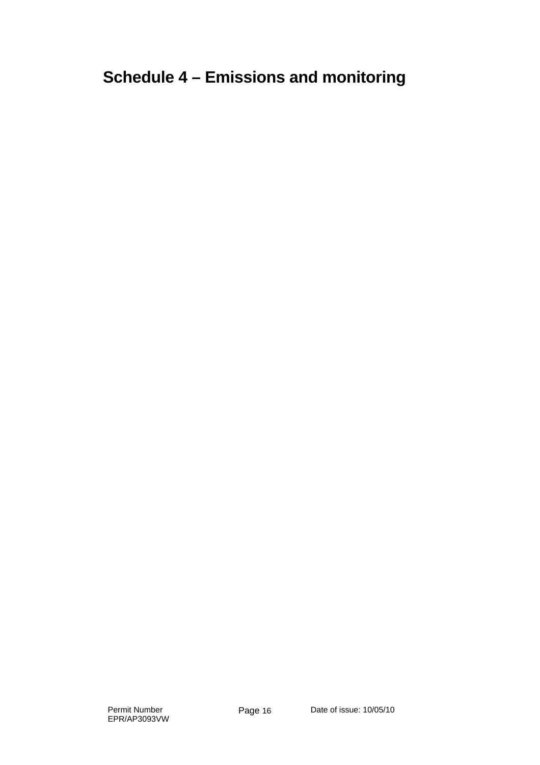# Schedule 4 – Emissions and monitoring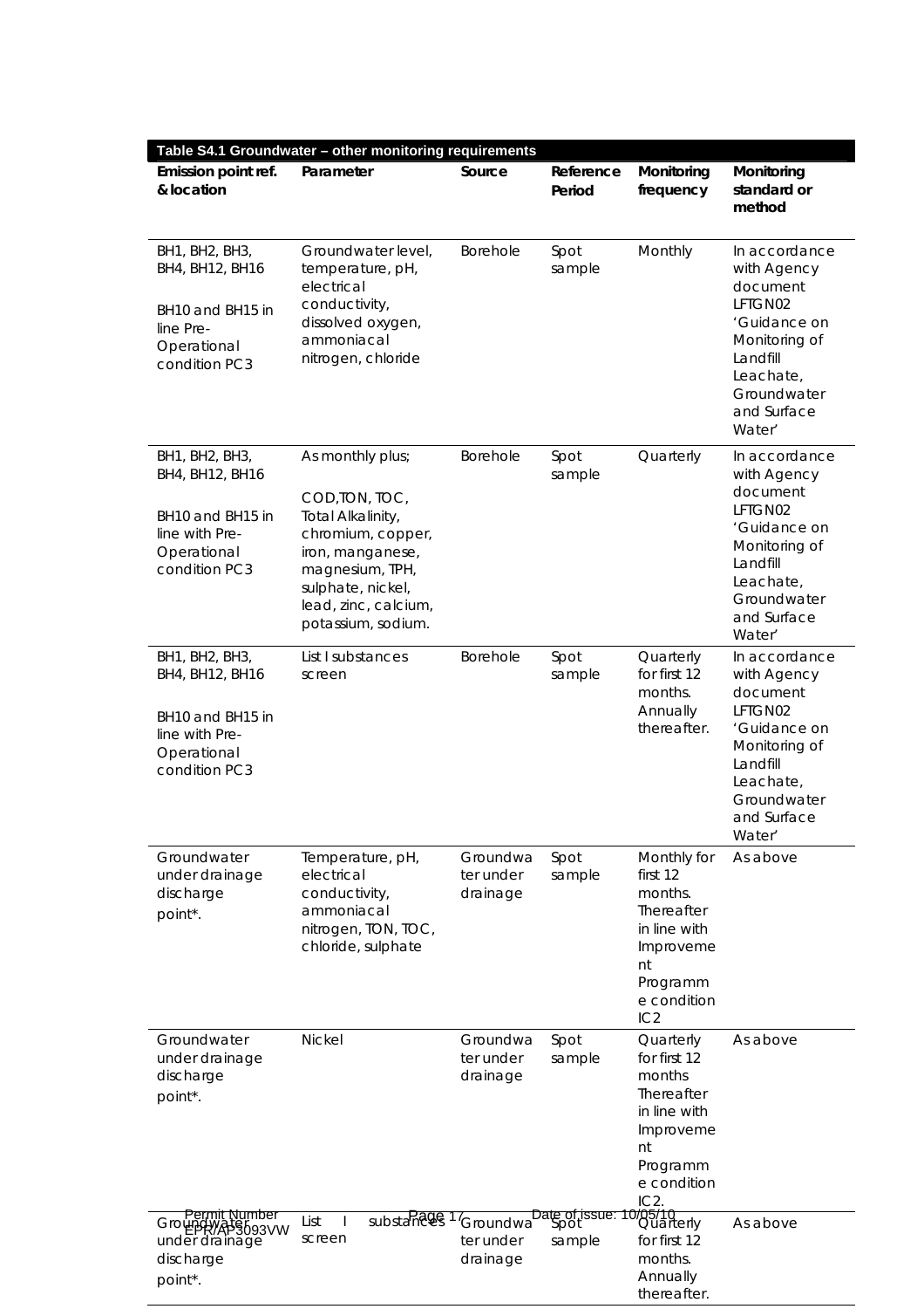| Table S4.1 Groundwater – other monitoring requirements | | | | | |
|---|---|---|---|---|---|
| **Emission point ref. & location** | **Parameter** | **Source** | **Reference Period** | **Monitoring frequency** | **Monitoring standard or method** |
| BH1, BH2, BH3, BH4, BH12, BH16<br><br>BH10 and BH15 in line Pre-Operational condition PC3 | Groundwater level, temperature, pH, electrical conductivity, dissolved oxygen, ammoniacal nitrogen, chloride | Borehole | Spot sample | Monthly | In accordance with Agency document LFTGN02 'Guidance on Monitoring of Landfill Leachate, Groundwater and Surface Water' |
| BH1, BH2, BH3, BH4, BH12, BH16<br><br>BH10 and BH15 in line with Pre-Operational condition PC3 | As monthly plus;<br><br>COD,TON, TOC, Total Alkalinity, chromium, copper, iron, manganese, magnesium, TPH, sulphate, nickel, lead, zinc, calcium, potassium, sodium. | Borehole | Spot sample | Quarterly | In accordance with Agency document LFTGN02 'Guidance on Monitoring of Landfill Leachate, Groundwater and Surface Water' |
| BH1, BH2, BH3, BH4, BH12, BH16<br><br>BH10 and BH15 in line with Pre-Operational condition PC3 | List I substances screen | Borehole | Spot sample | Quarterly for first 12 months. Annually thereafter. | In accordance with Agency document LFTGN02 'Guidance on Monitoring of Landfill Leachate, Groundwater and Surface Water' |
| Groundwater under drainage discharge point*. | Temperature, pH, electrical conductivity, ammoniacal nitrogen, TON, TOC, chloride, sulphate | Groundwater under drainage | Spot sample | Monthly for first 12 months. Thereafter in line with Improvement Programme condition IC2 | As above |
| Groundwater under drainage discharge point*. | Nickel | Groundwater under drainage | Spot sample | Quarterly for first 12 months Thereafter in line with Improvement Programme condition IC2. | As above |
| Groundwater under drainage discharge point*. | List I substances screen | Groundwater under drainage | Spot sample | Quarterly for first 12 months. Annually thereafter. | As above |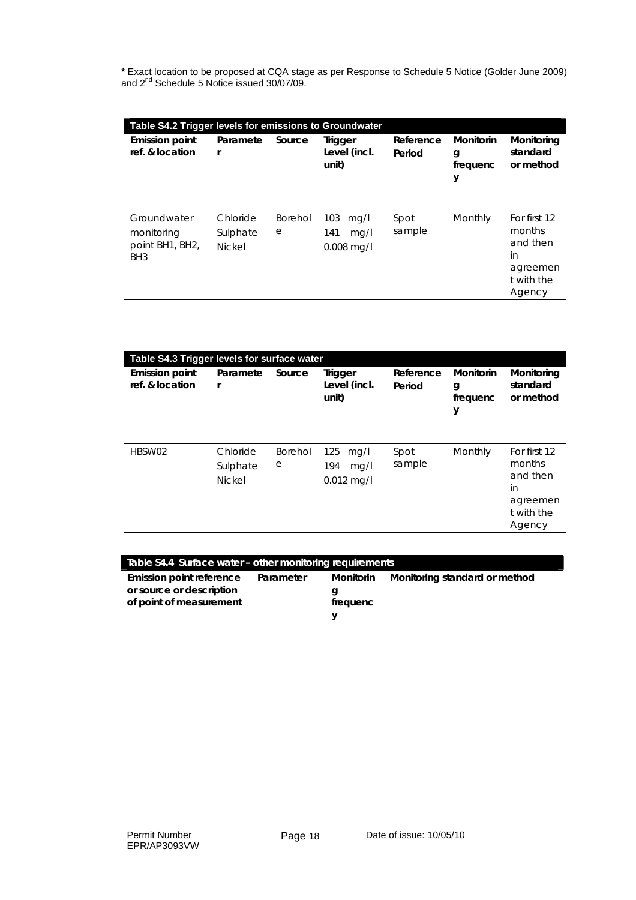**\*** Exact location to be proposed at CQA stage as per Response to Schedule 5 Notice (Golder June 2009) and 2nd Schedule 5 Notice issued 30/07/09.

| Table S4.2 Trigger levels for emissions to Groundwater | | | | | | |
|---|---|---|---|---|---|---|
| **Emission point ref. & location** | **Parameter** | **Source** | **Trigger Level (incl. unit)** | **Reference Period** | **Monitoring frequency** | **Monitoring standard or method** |
| Groundwater monitoring point BH1, BH2, BH3 | Chloride<br>Sulphate<br>Nickel | Borehole | 103 mg/l<br>141 mg/l<br>0.008 mg/l | Spot sample | Monthly | For first 12 months and then in agreement with the Agency |

| Table S4.3 Trigger levels for surface water | | | | | | |
|---|---|---|---|---|---|---|
| **Emission point ref. & location** | **Parameter** | **Source** | **Trigger Level (incl. unit)** | **Reference Period** | **Monitoring frequency** | **Monitoring standard or method** |
| HBSW02 | Chloride<br>Sulphate<br>Nickel | Borehole | 125 mg/l<br>194 mg/l<br>0.012 mg/l | Spot sample | Monthly | For first 12 months and then in agreement with the Agency |

| Table S4.4 Surface water – other monitoring requirements | | | |
|---|---|---|---|
| **Emission point reference or source or description of point of measurement** | **Parameter** | **Monitoring frequency** | **Monitoring standard or method** |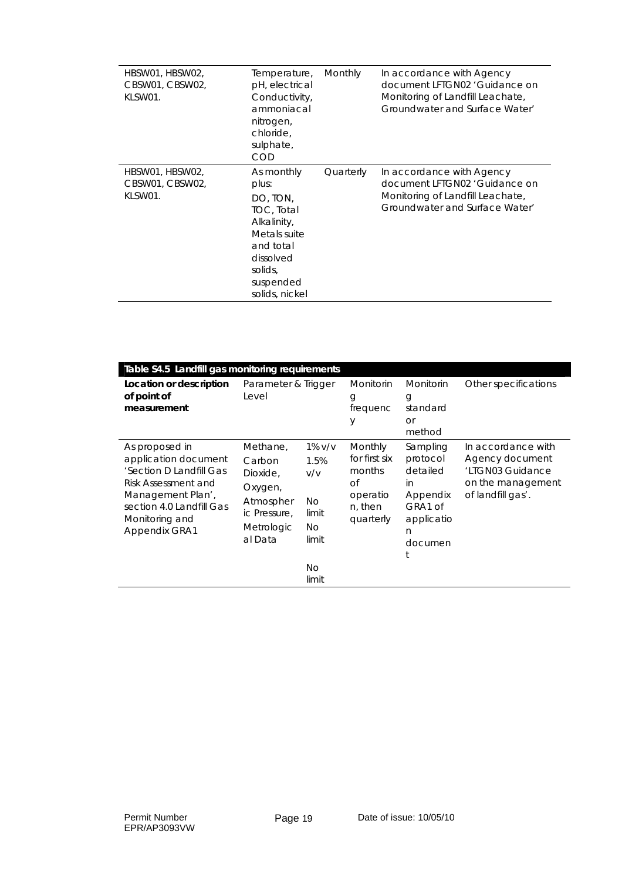| | | | |
|---|---|---|---|
| HBSW01, HBSW02, CBSW01, CBSW02, KLSW01. | Temperature, pH, electrical Conductivity, ammoniacal nitrogen, chloride, sulphate, COD | Monthly | In accordance with Agency document LFTGN02 'Guidance on Monitoring of Landfill Leachate, Groundwater and Surface Water' |
| HBSW01, HBSW02, CBSW01, CBSW02, KLSW01. | As monthly plus: DO, TON, TOC, Total Alkalinity, Metals suite and total dissolved solids, suspended solids, nickel | Quarterly | In accordance with Agency document LFTGN02 'Guidance on Monitoring of Landfill Leachate, Groundwater and Surface Water' |

| Table S4.5 Landfill gas monitoring requirements | | | | | |
|---|---|---|---|---|---|
| **Location or description of point of measurement** | Parameter & Trigger Level | | Monitoring frequency | Monitoring standard or method | Other specifications |
| As proposed in application document 'Section D Landfill Gas Risk Assessment and Management Plan', section 4.0 Landfill Gas Monitoring and Appendix GRA1 | Methane,<br>Carbon Dioxide,<br>Oxygen,<br>Atmospheric Pressure,<br>Metrological Data | 1% v/v<br>1.5% v/v<br>No limit<br>No limit<br>No limit | Monthly for first six months of operation, then quarterly | Sampling protocol detailed in Appendix GRA1 of application document | In accordance with Agency document 'LTGN03 Guidance on the management of landfill gas'. |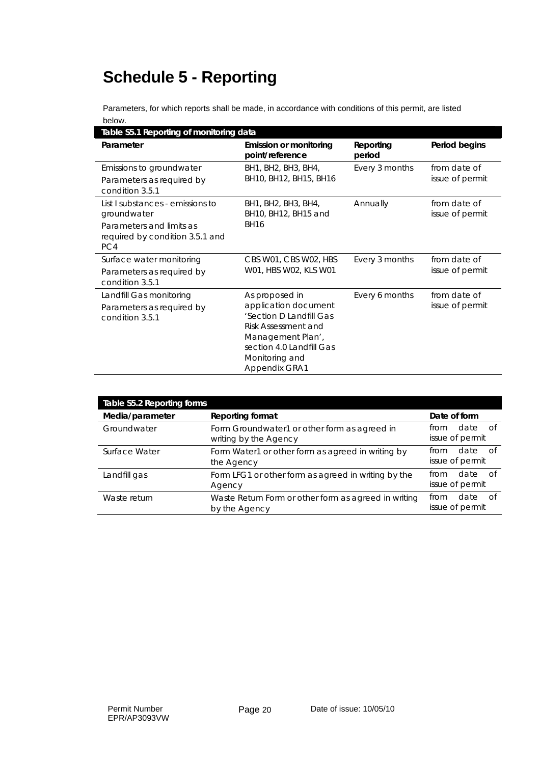# Schedule 5 - Reporting

Parameters, for which reports shall be made, in accordance with conditions of this permit, are listed below.

**Table S5.1 Reporting of monitoring data**

| Parameter | Emission or monitoring point/reference | Reporting period | Period begins |
|---|---|---|---|
| Emissions to groundwater<br>Parameters as required by condition 3.5.1 | BH1, BH2, BH3, BH4, BH10, BH12, BH15, BH16 | Every 3 months | from date of issue of permit |
| List I substances - emissions to groundwater<br>Parameters and limits as required by condition 3.5.1 and PC4 | BH1, BH2, BH3, BH4, BH10, BH12, BH15 and BH16 | Annually | from date of issue of permit |
| Surface water monitoring<br>Parameters as required by condition 3.5.1 | CBS W01, CBS W02, HBS W01, HBS W02, KLS W01 | Every 3 months | from date of issue of permit |
| Landfill Gas monitoring<br>Parameters as required by condition 3.5.1 | As proposed in application document 'Section D Landfill Gas Risk Assessment and Management Plan', section 4.0 Landfill Gas Monitoring and Appendix GRA1 | Every 6 months | from date of issue of permit |

**Table S5.2 Reporting forms**

| Media/parameter | Reporting format | Date of form |
|---|---|---|
| Groundwater | Form Groundwater1 or other form as agreed in writing by the Agency | from date of issue of permit |
| Surface Water | Form Water1 or other form as agreed in writing by the Agency | from date of issue of permit |
| Landfill gas | Form LFG1 or other form as agreed in writing by the Agency | from date of issue of permit |
| Waste return | Waste Return Form or other form as agreed in writing by the Agency | from date of issue of permit |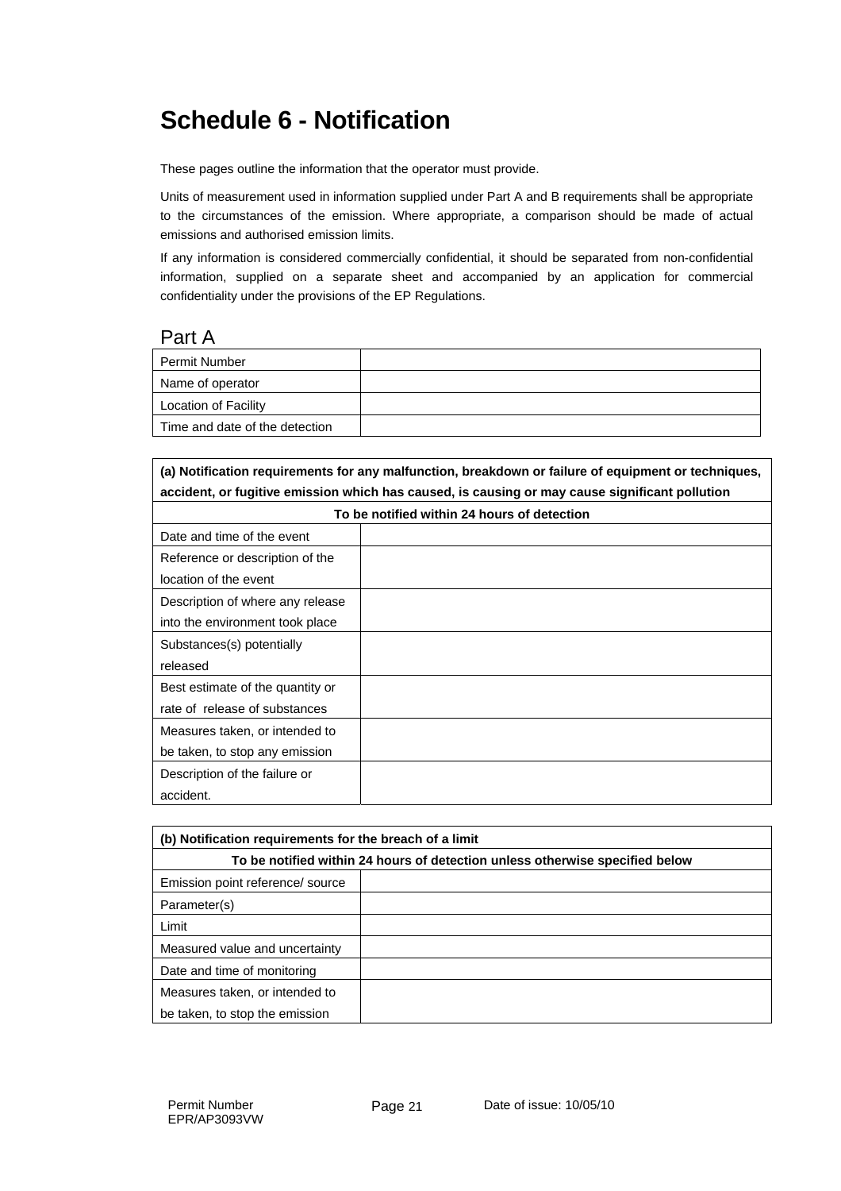# Schedule 6 - Notification

These pages outline the information that the operator must provide.

Units of measurement used in information supplied under Part A and B requirements shall be appropriate to the circumstances of the emission. Where appropriate, a comparison should be made of actual emissions and authorised emission limits.

If any information is considered commercially confidential, it should be separated from non-confidential information, supplied on a separate sheet and accompanied by an application for commercial confidentiality under the provisions of the EP Regulations.

## Part A

| | |
|---|---|
| Permit Number | |
| Name of operator | |
| Location of Facility | |
| Time and date of the detection | |

| **(a) Notification requirements for any malfunction, breakdown or failure of equipment or techniques, accident, or fugitive emission which has caused, is causing or may cause significant pollution** | |
|---|---|
| **To be notified within 24 hours of detection** | |
| Date and time of the event | |
| Reference or description of the location of the event | |
| Description of where any release into the environment took place | |
| Substances(s) potentially released | |
| Best estimate of the quantity or rate of release of substances | |
| Measures taken, or intended to be taken, to stop any emission | |
| Description of the failure or accident. | |

| **(b) Notification requirements for the breach of a limit** | |
|---|---|
| **To be notified within 24 hours of detection unless otherwise specified below** | |
| Emission point reference/ source | |
| Parameter(s) | |
| Limit | |
| Measured value and uncertainty | |
| Date and time of monitoring | |
| Measures taken, or intended to be taken, to stop the emission | |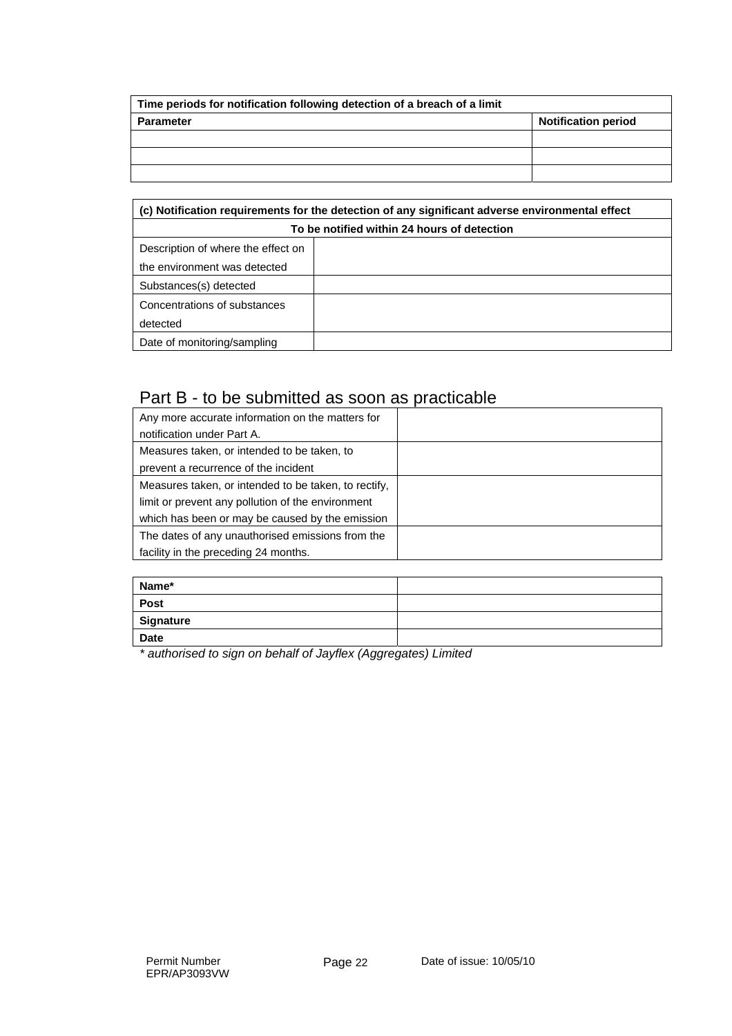| Time periods for notification following detection of a breach of a limit | |
|---|---|
| **Parameter** | **Notification period** |
| | |
| | |
| | |

| (c) Notification requirements for the detection of any significant adverse environmental effect | |
|---|---|
| **To be notified within 24 hours of detection** | |
| Description of where the effect on the environment was detected | |
| Substances(s) detected | |
| Concentrations of substances detected | |
| Date of monitoring/sampling | |

## Part B - to be submitted as soon as practicable

| | |
|---|---|
| Any more accurate information on the matters for notification under Part A. | |
| Measures taken, or intended to be taken, to prevent a recurrence of the incident | |
| Measures taken, or intended to be taken, to rectify, limit or prevent any pollution of the environment which has been or may be caused by the emission | |
| The dates of any unauthorised emissions from the facility in the preceding 24 months. | |

| | |
|---|---|
| **Name*** | |
| **Post** | |
| **Signature** | |
| **Date** | |

*\* authorised to sign on behalf of Jayflex (Aggregates) Limited*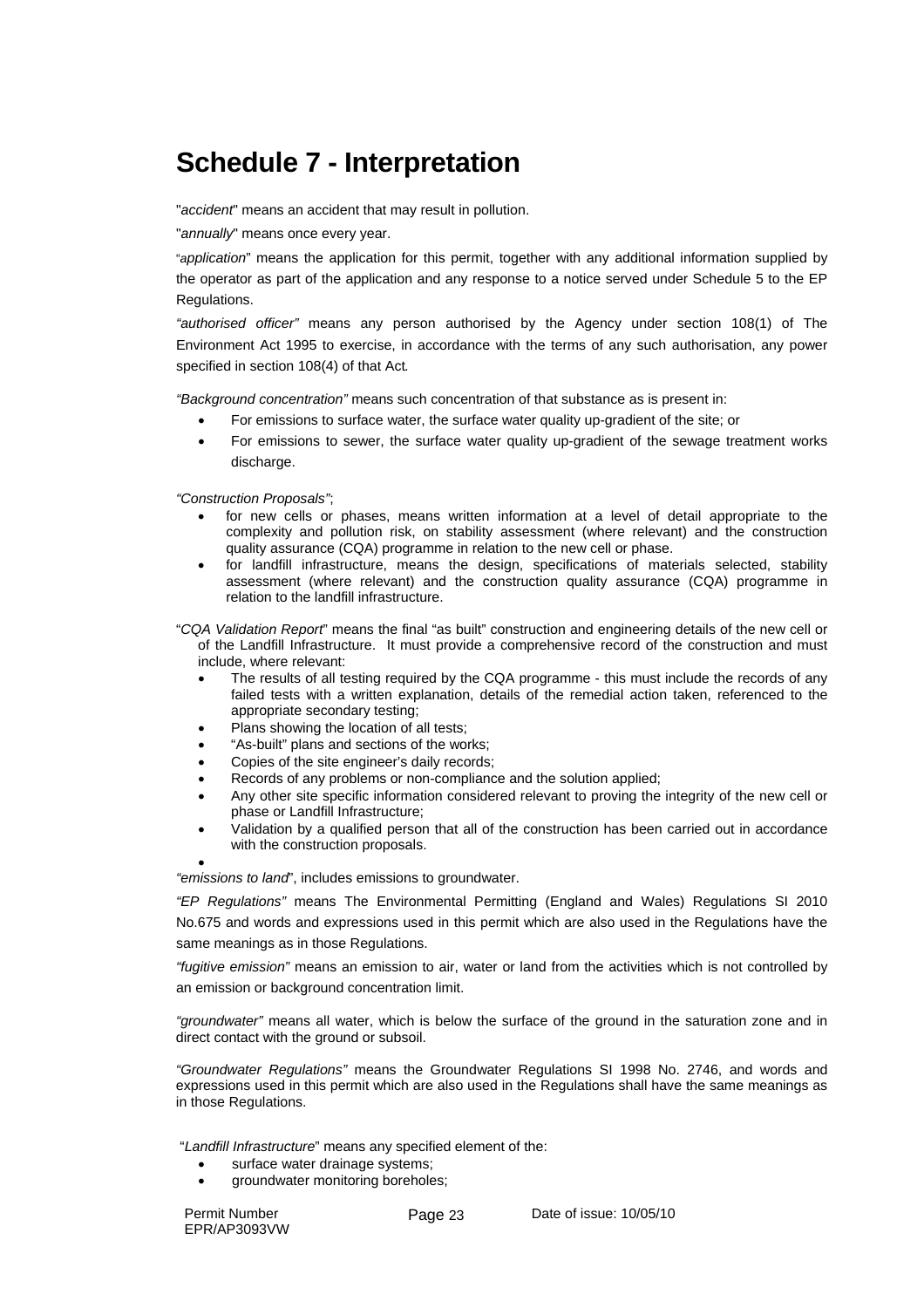# Schedule 7 - Interpretation

"*accident*" means an accident that may result in pollution.

"*annually*" means once every year.

"*application*" means the application for this permit, together with any additional information supplied by the operator as part of the application and any response to a notice served under Schedule 5 to the EP Regulations.

*"authorised officer"* means any person authorised by the Agency under section 108(1) of The Environment Act 1995 to exercise, in accordance with the terms of any such authorisation, any power specified in section 108(4) of that Act.

*"Background concentration"* means such concentration of that substance as is present in:

- For emissions to surface water, the surface water quality up-gradient of the site; or
- For emissions to sewer, the surface water quality up-gradient of the sewage treatment works discharge.

*"Construction Proposals"*;

- for new cells or phases, means written information at a level of detail appropriate to the complexity and pollution risk, on stability assessment (where relevant) and the construction quality assurance (CQA) programme in relation to the new cell or phase.
- for landfill infrastructure, means the design, specifications of materials selected, stability assessment (where relevant) and the construction quality assurance (CQA) programme in relation to the landfill infrastructure.

"*CQA Validation Report*" means the final "as built" construction and engineering details of the new cell or of the Landfill Infrastructure. It must provide a comprehensive record of the construction and must include, where relevant:

- The results of all testing required by the CQA programme - this must include the records of any failed tests with a written explanation, details of the remedial action taken, referenced to the appropriate secondary testing;
- Plans showing the location of all tests;
- "As-built" plans and sections of the works;
- Copies of the site engineer's daily records;
- Records of any problems or non-compliance and the solution applied;
- Any other site specific information considered relevant to proving the integrity of the new cell or phase or Landfill Infrastructure;
- Validation by a qualified person that all of the construction has been carried out in accordance with the construction proposals.

*"emissions to land"*, includes emissions to groundwater.

*"EP Regulations"* means The Environmental Permitting (England and Wales) Regulations SI 2010 No.675 and words and expressions used in this permit which are also used in the Regulations have the same meanings as in those Regulations.

*"fugitive emission"* means an emission to air, water or land from the activities which is not controlled by an emission or background concentration limit.

*"groundwater"* means all water, which is below the surface of the ground in the saturation zone and in direct contact with the ground or subsoil.

*"Groundwater Regulations"* means the Groundwater Regulations SI 1998 No. 2746, and words and expressions used in this permit which are also used in the Regulations shall have the same meanings as in those Regulations.

"*Landfill Infrastructure*" means any specified element of the:

- surface water drainage systems;
- groundwater monitoring boreholes;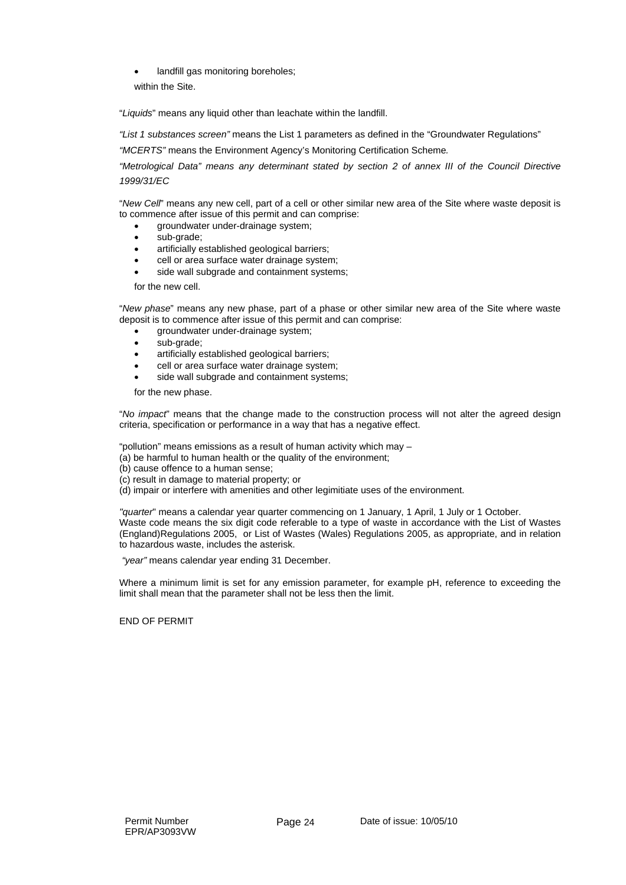- landfill gas monitoring boreholes;

within the Site.

"*Liquids*" means any liquid other than leachate within the landfill.

*"List 1 substances screen"* means the List 1 parameters as defined in the "Groundwater Regulations"

*"MCERTS"* means the Environment Agency's Monitoring Certification Scheme*.*

*"Metrological Data" means any determinant stated by section 2 of annex III of the Council Directive 1999/31/EC*

"*New Cell*" means any new cell, part of a cell or other similar new area of the Site where waste deposit is to commence after issue of this permit and can comprise:

- groundwater under-drainage system;
- sub-grade;
- artificially established geological barriers;
- cell or area surface water drainage system;
- side wall subgrade and containment systems;

for the new cell.

"*New phase*" means any new phase, part of a phase or other similar new area of the Site where waste deposit is to commence after issue of this permit and can comprise:

- groundwater under-drainage system;
- sub-grade;
- artificially established geological barriers;
- cell or area surface water drainage system;
- side wall subgrade and containment systems;

for the new phase.

"*No impact*" means that the change made to the construction process will not alter the agreed design criteria, specification or performance in a way that has a negative effect.

"pollution" means emissions as a result of human activity which may –
(a) be harmful to human health or the quality of the environment;
(b) cause offence to a human sense;
(c) result in damage to material property; or
(d) impair or interfere with amenities and other legimitiate uses of the environment.

*"quarter*" means a calendar year quarter commencing on 1 January, 1 April, 1 July or 1 October.
Waste code means the six digit code referable to a type of waste in accordance with the List of Wastes (England)Regulations 2005, or List of Wastes (Wales) Regulations 2005, as appropriate, and in relation to hazardous waste, includes the asterisk.

*"year"* means calendar year ending 31 December.

Where a minimum limit is set for any emission parameter, for example pH, reference to exceeding the limit shall mean that the parameter shall not be less then the limit.

END OF PERMIT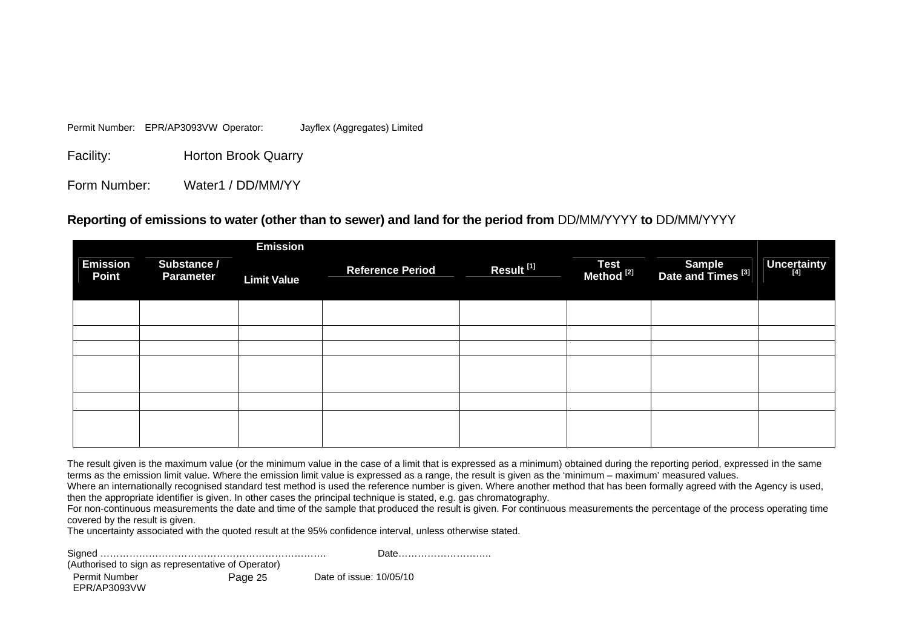Permit Number: EPR/AP3093VW Operator: Jayflex (Aggregates) Limited

Facility: Horton Brook Quarry

Form Number: Water1 / DD/MM/YY

**Reporting of emissions to water (other than to sewer) and land for the period from** DD/MM/YYYY **to** DD/MM/YYYY

| Emission Point | Substance / Parameter | Emission Limit Value | Reference Period | Result [1] | Test Method [2] | Sample Date and Times [3] | Uncertainty [4] |
|---|---|---|---|---|---|---|---|
| | | | | | | | |
| | | | | | | | |
| | | | | | | | |
| | | | | | | | |
| | | | | | | | |
| | | | | | | | |

The result given is the maximum value (or the minimum value in the case of a limit that is expressed as a minimum) obtained during the reporting period, expressed in the same terms as the emission limit value. Where the emission limit value is expressed as a range, the result is given as the 'minimum – maximum' measured values.
Where an internationally recognised standard test method is used the reference number is given. Where another method that has been formally agreed with the Agency is used, then the appropriate identifier is given. In other cases the principal technique is stated, e.g. gas chromatography.
For non-continuous measurements the date and time of the sample that produced the result is given. For continuous measurements the percentage of the process operating time covered by the result is given.
The uncertainty associated with the quoted result at the 95% confidence interval, unless otherwise stated.

Signed ………………………………………………………………. Date………………………..
(Authorised to sign as representative of Operator)

Permit Number EPR/AP3093VW Page 25 Date of issue: 10/05/10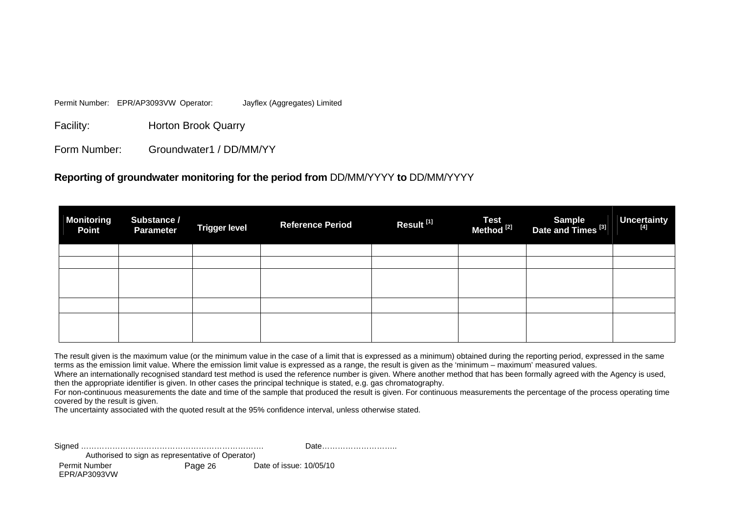Permit Number: EPR/AP3093VW Operator: Jayflex (Aggregates) Limited

Facility: Horton Brook Quarry

Form Number: Groundwater1 / DD/MM/YY

## Reporting of groundwater monitoring for the period from DD/MM/YYYY to DD/MM/YYYY

| Monitoring Point | Substance / Parameter | Trigger level | Reference Period | Result [1] | Test Method [2] | Sample Date and Times [3] | Uncertainty [4] |
|---|---|---|---|---|---|---|---|
| | | | | | | | |
| | | | | | | | |
| | | | | | | | |
| | | | | | | | |
| | | | | | | | |

The result given is the maximum value (or the minimum value in the case of a limit that is expressed as a minimum) obtained during the reporting period, expressed in the same terms as the emission limit value. Where the emission limit value is expressed as a range, the result is given as the 'minimum – maximum' measured values.
Where an internationally recognised standard test method is used the reference number is given. Where another method that has been formally agreed with the Agency is used, then the appropriate identifier is given. In other cases the principal technique is stated, e.g. gas chromatography.
For non-continuous measurements the date and time of the sample that produced the result is given. For continuous measurements the percentage of the process operating time covered by the result is given.
The uncertainty associated with the quoted result at the 95% confidence interval, unless otherwise stated.

Signed ……………………………………………………………. Date………………………..
Authorised to sign as representative of Operator)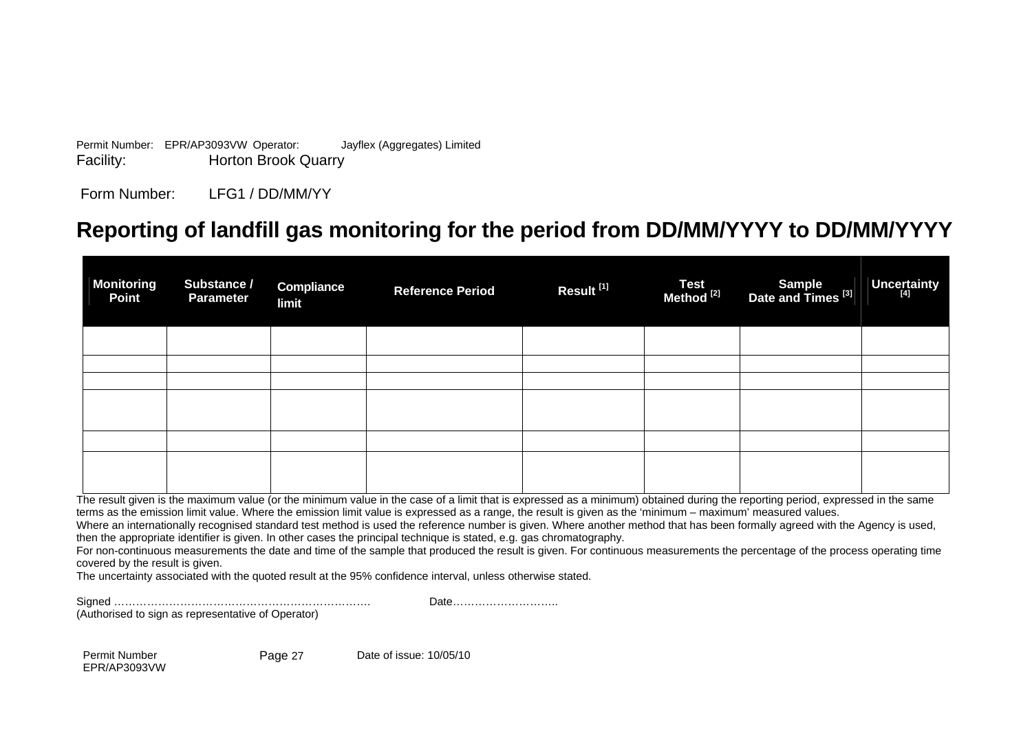Permit Number: EPR/AP3093VW Operator: Jayflex (Aggregates) Limited
Facility: Horton Brook Quarry

Form Number: LFG1 / DD/MM/YY

# Reporting of landfill gas monitoring for the period from DD/MM/YYYY to DD/MM/YYYY

| Monitoring Point | Substance / Parameter | Compliance limit | Reference Period | Result [1] | Test Method [2] | Sample Date and Times [3] | Uncertainty [4] |
|---|---|---|---|---|---|---|---|
| | | | | | | | |
| | | | | | | | |
| | | | | | | | |
| | | | | | | | |
| | | | | | | | |
| | | | | | | | |

The result given is the maximum value (or the minimum value in the case of a limit that is expressed as a minimum) obtained during the reporting period, expressed in the same terms as the emission limit value. Where the emission limit value is expressed as a range, the result is given as the 'minimum – maximum' measured values.
Where an internationally recognised standard test method is used the reference number is given. Where another method that has been formally agreed with the Agency is used, then the appropriate identifier is given. In other cases the principal technique is stated, e.g. gas chromatography.
For non-continuous measurements the date and time of the sample that produced the result is given. For continuous measurements the percentage of the process operating time covered by the result is given.
The uncertainty associated with the quoted result at the 95% confidence interval, unless otherwise stated.

Signed ………………………………………………………………. Date………………………..
(Authorised to sign as representative of Operator)

Permit Number EPR/AP3093VW Date of issue: 10/05/10